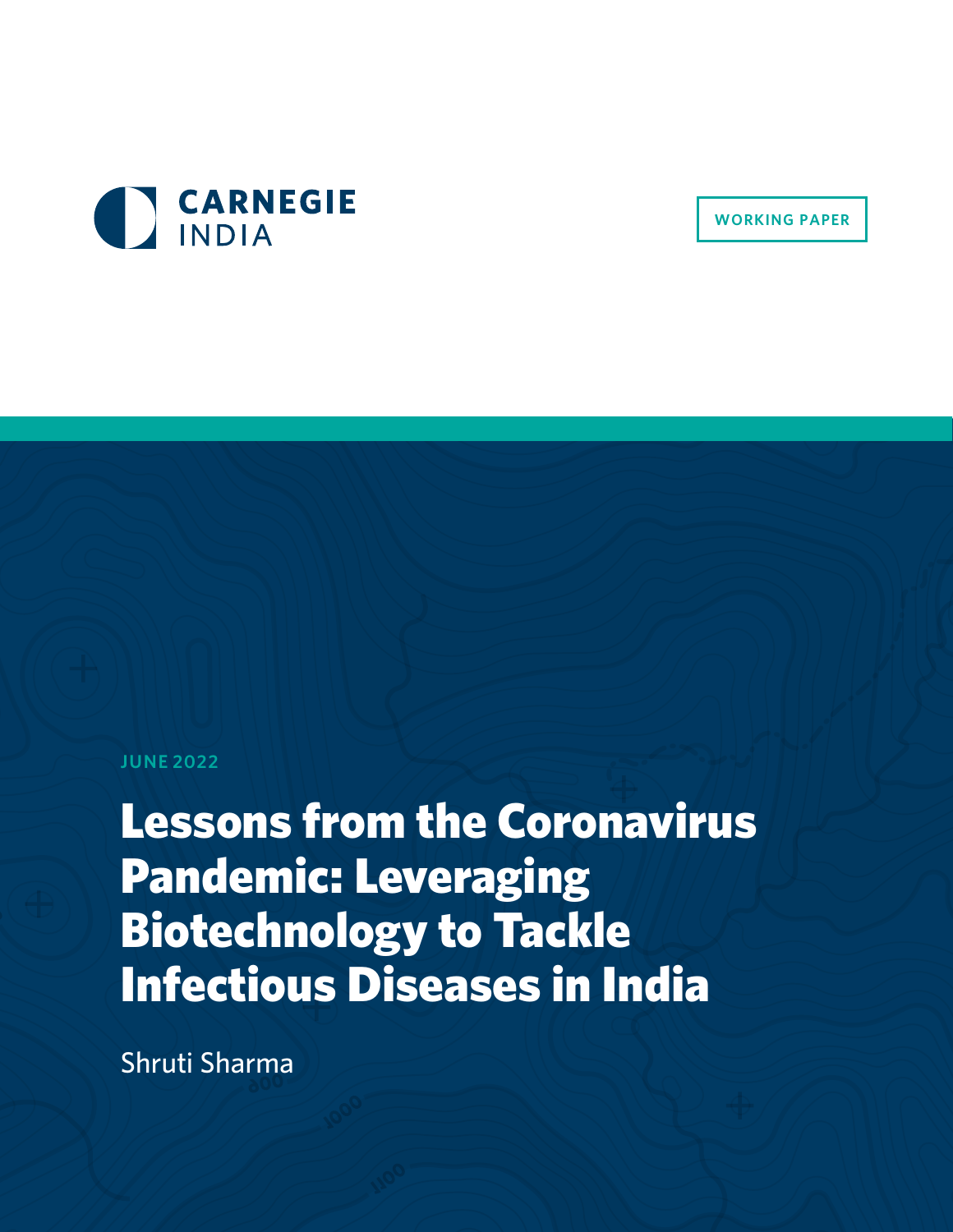CARNEGIE INDIA

WORKING PAPER

JUNE 2022

# Lessons from the Coronavirus Pandemic: Leveraging Biotechnology to Tackle Infectious Diseases in India

Shruti Sharma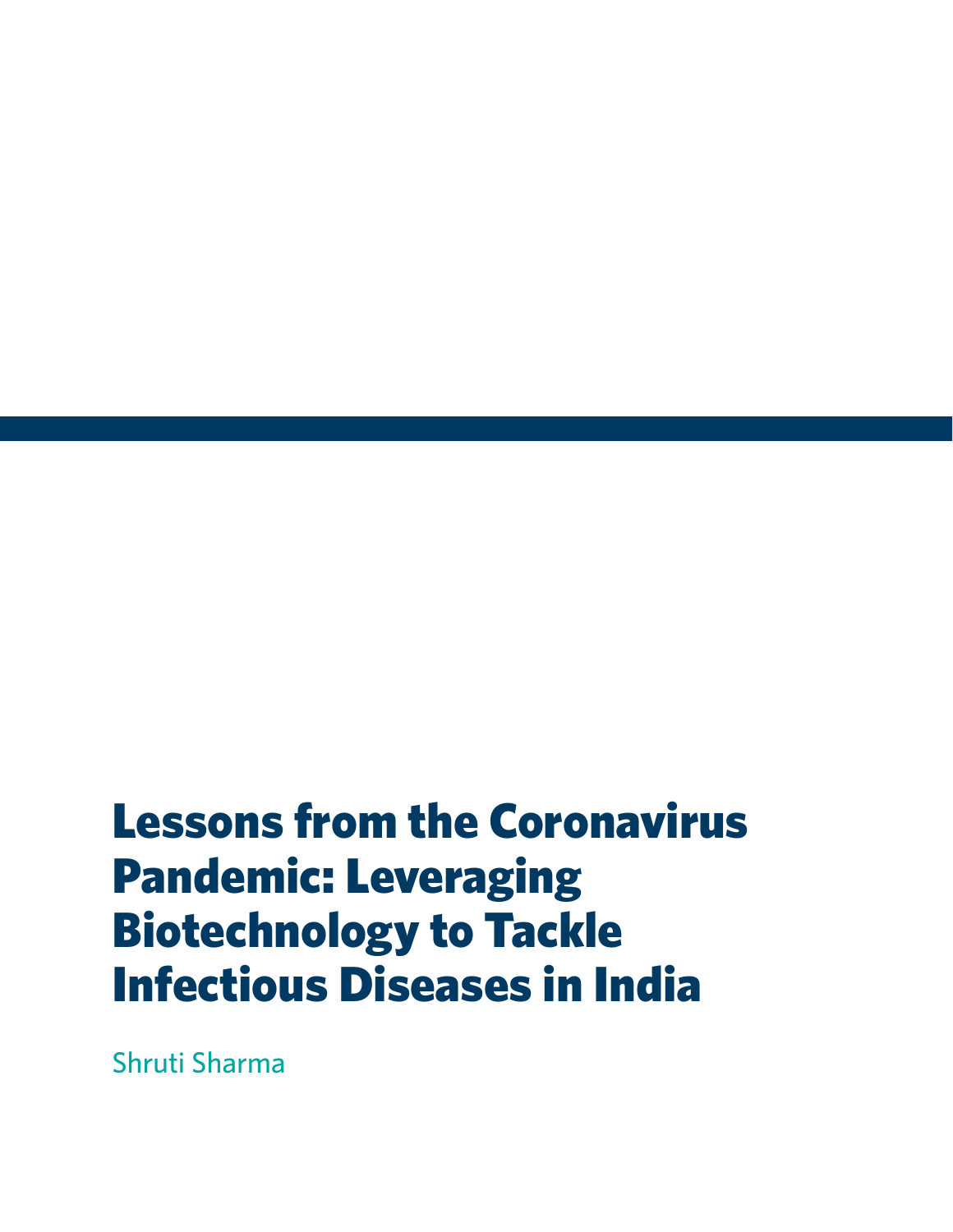# Lessons from the Coronavirus Pandemic: Leveraging Biotechnology to Tackle Infectious Diseases in India

Shruti Sharma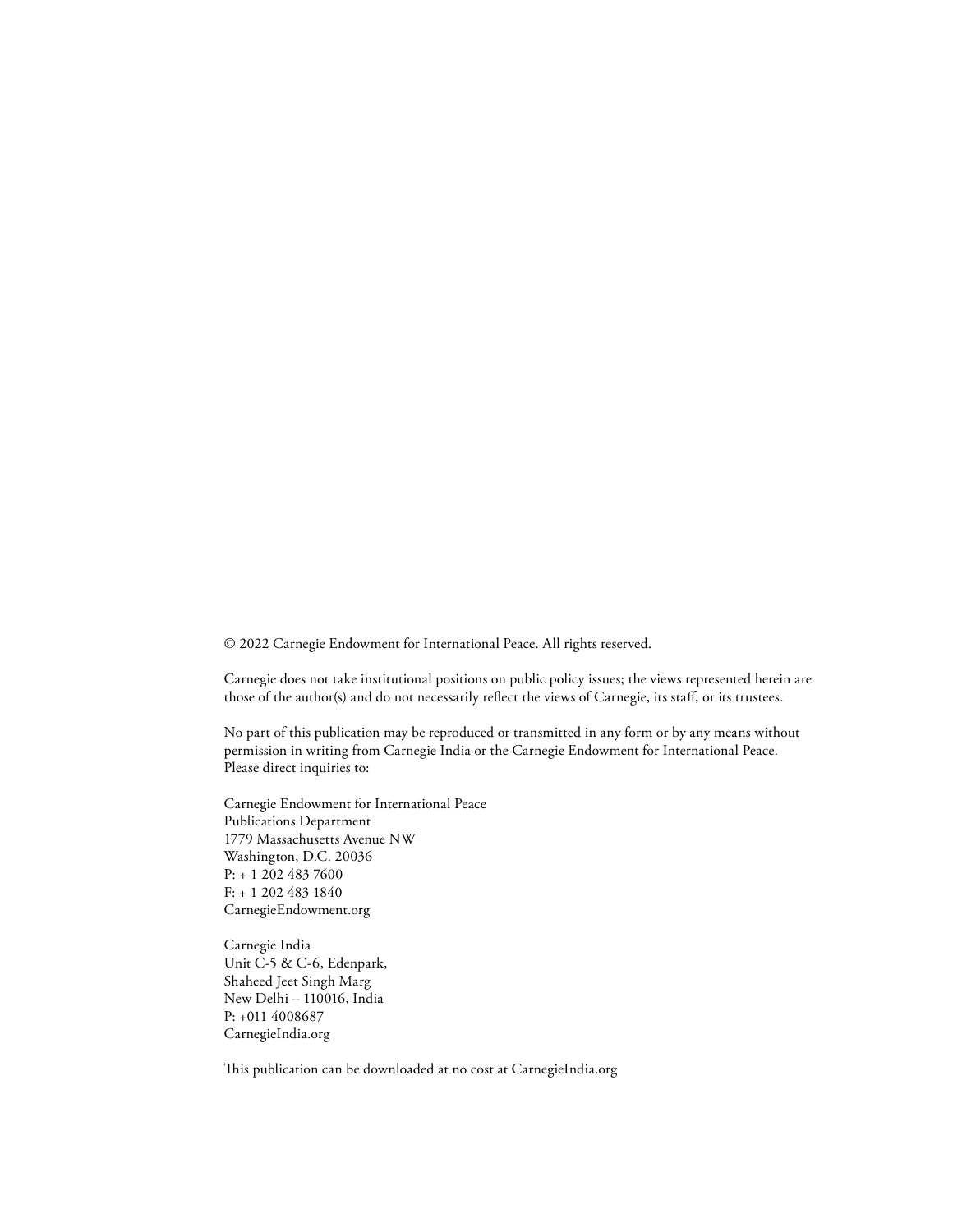© 2022 Carnegie Endowment for International Peace. All rights reserved.

Carnegie does not take institutional positions on public policy issues; the views represented herein are those of the author(s) and do not necessarily reflect the views of Carnegie, its staff, or its trustees.

No part of this publication may be reproduced or transmitted in any form or by any means without permission in writing from Carnegie India or the Carnegie Endowment for International Peace. Please direct inquiries to:

Carnegie Endowment for International Peace  
Publications Department  
1779 Massachusetts Avenue NW  
Washington, D.C. 20036  
P: + 1 202 483 7600  
F: + 1 202 483 1840  
CarnegieEndowment.org

Carnegie India  
Unit C-5 & C-6, Edenpark,  
Shaheed Jeet Singh Marg  
New Delhi – 110016, India  
P: +011 4008687  
CarnegieIndia.org

This publication can be downloaded at no cost at CarnegieIndia.org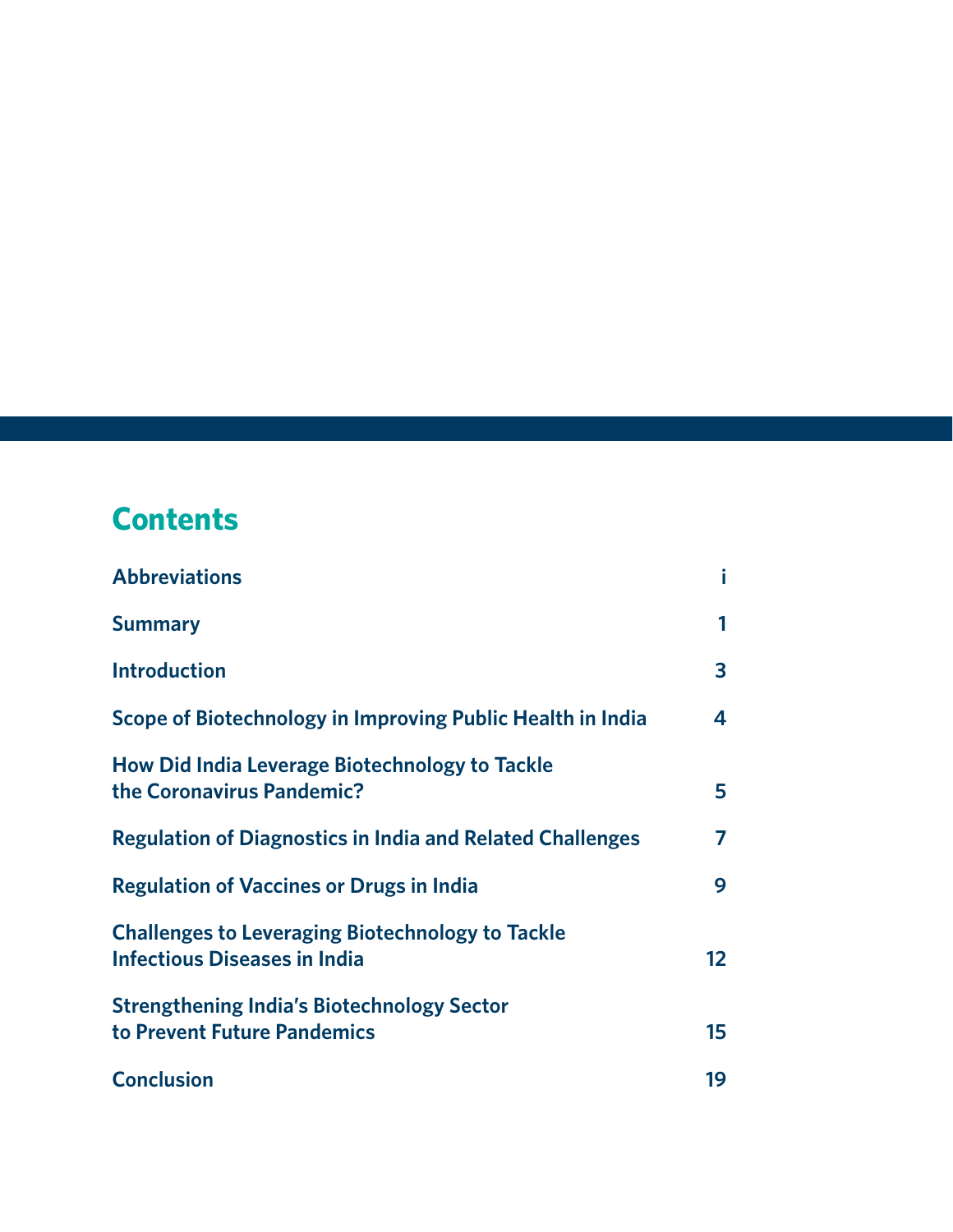## Contents

| | |
|---|---|
| Abbreviations | i |
| Summary | 1 |
| Introduction | 3 |
| Scope of Biotechnology in Improving Public Health in India | 4 |
| How Did India Leverage Biotechnology to Tackle the Coronavirus Pandemic? | 5 |
| Regulation of Diagnostics in India and Related Challenges | 7 |
| Regulation of Vaccines or Drugs in India | 9 |
| Challenges to Leveraging Biotechnology to Tackle Infectious Diseases in India | 12 |
| Strengthening India's Biotechnology Sector to Prevent Future Pandemics | 15 |
| Conclusion | 19 |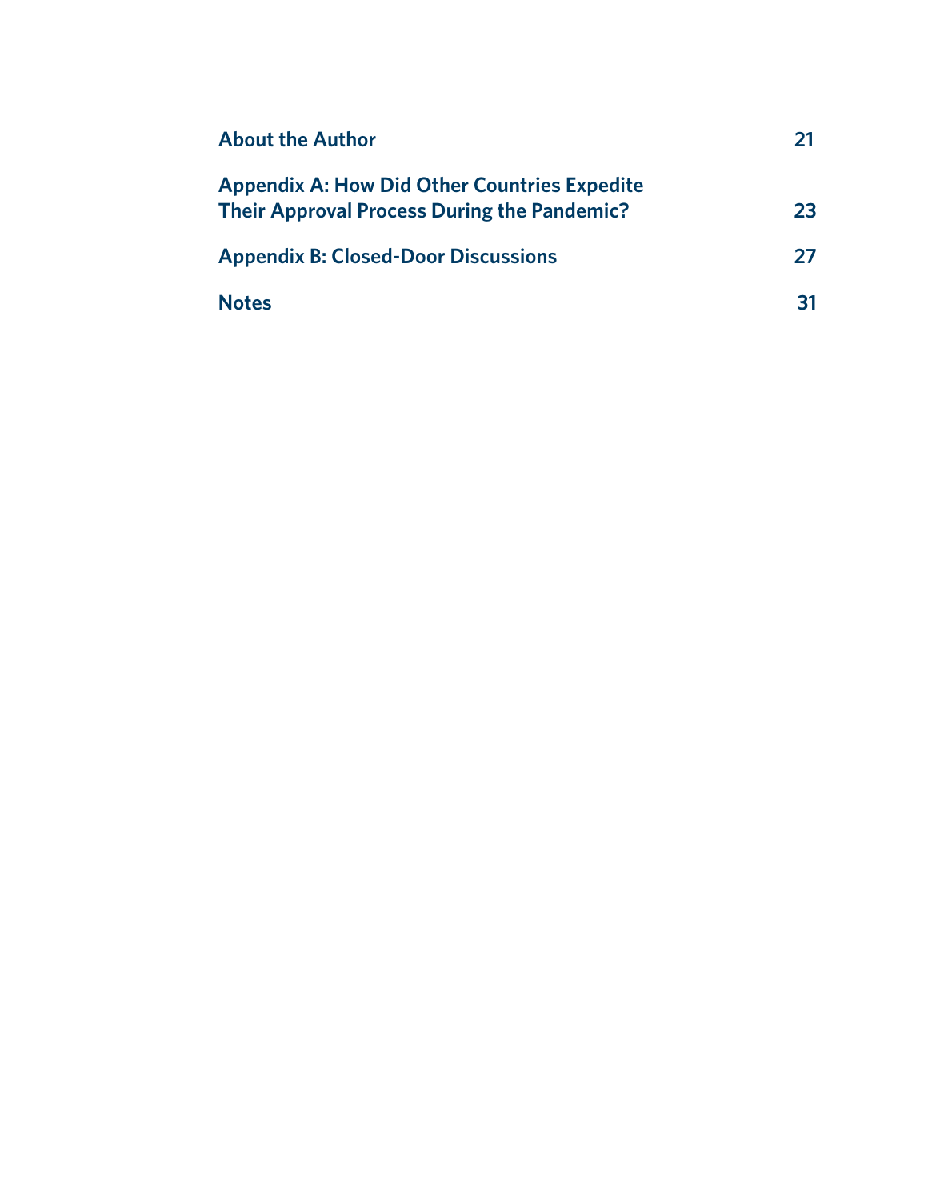| | |
|---|---|
| **About the Author** | **21** |
| **Appendix A: How Did Other Countries Expedite Their Approval Process During the Pandemic?** | **23** |
| **Appendix B: Closed-Door Discussions** | **27** |
| **Notes** | **31** |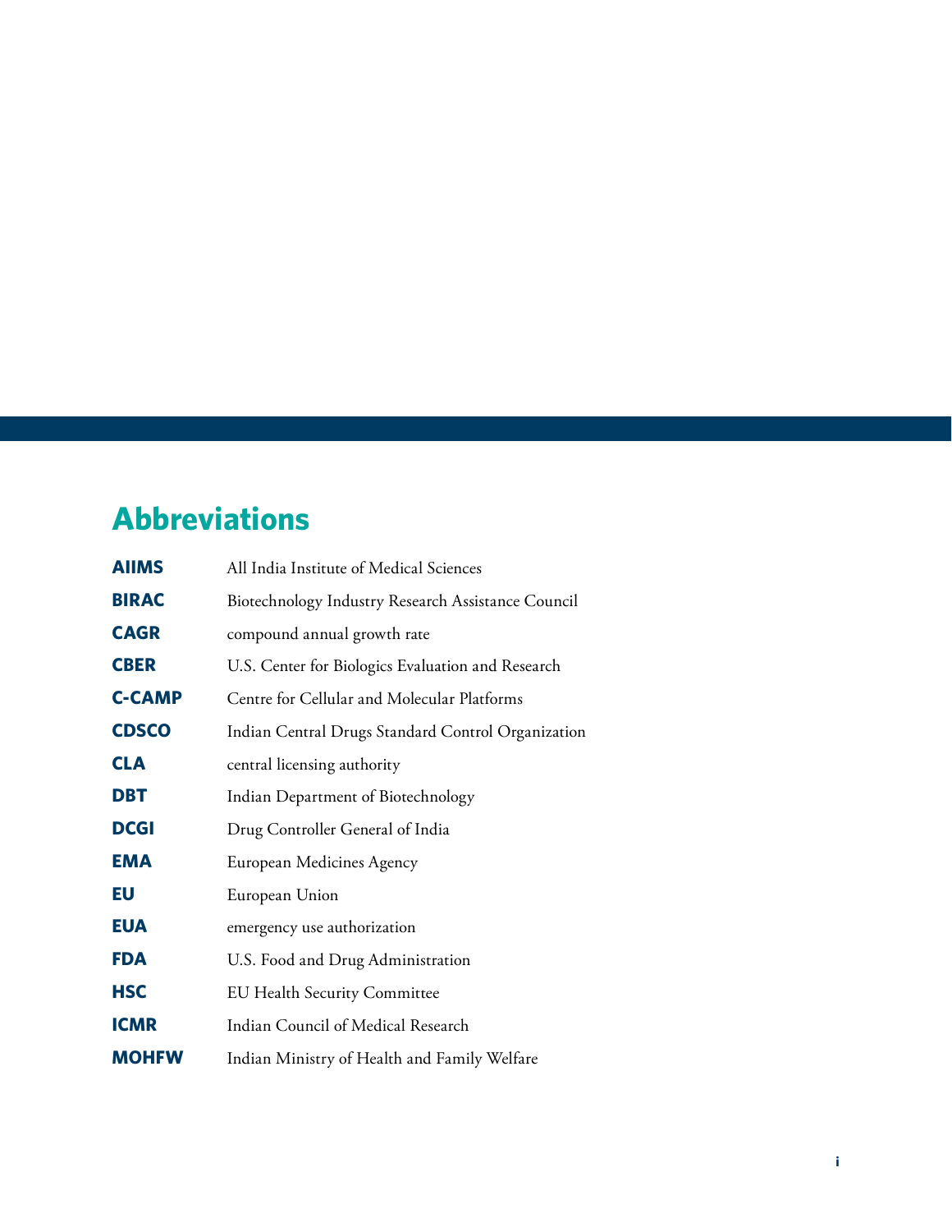## Abbreviations

| | |
|---|---|
| **AIIMS** | All India Institute of Medical Sciences |
| **BIRAC** | Biotechnology Industry Research Assistance Council |
| **CAGR** | compound annual growth rate |
| **CBER** | U.S. Center for Biologics Evaluation and Research |
| **C-CAMP** | Centre for Cellular and Molecular Platforms |
| **CDSCO** | Indian Central Drugs Standard Control Organization |
| **CLA** | central licensing authority |
| **DBT** | Indian Department of Biotechnology |
| **DCGI** | Drug Controller General of India |
| **EMA** | European Medicines Agency |
| **EU** | European Union |
| **EUA** | emergency use authorization |
| **FDA** | U.S. Food and Drug Administration |
| **HSC** | EU Health Security Committee |
| **ICMR** | Indian Council of Medical Research |
| **MOHFW** | Indian Ministry of Health and Family Welfare |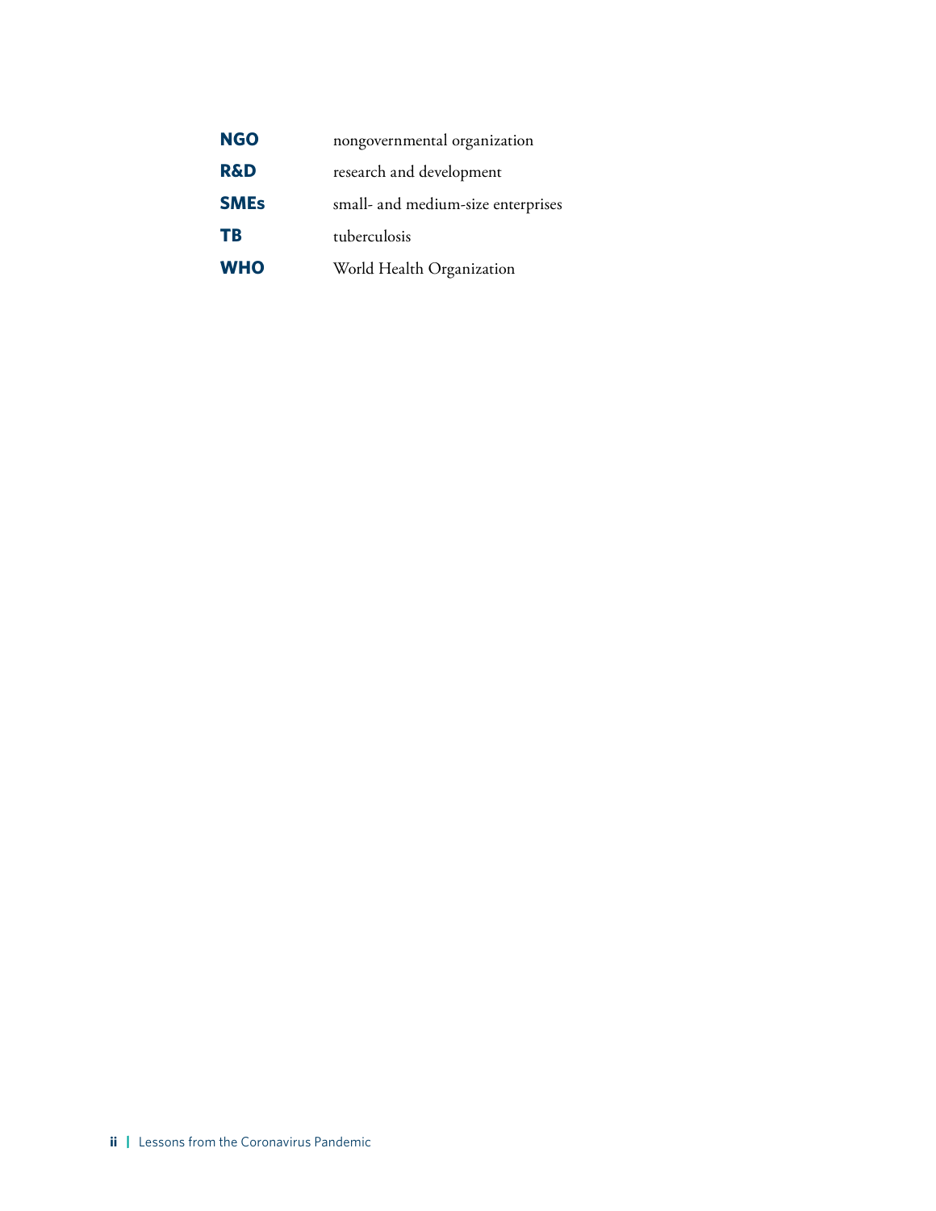**NGO** nongovernmental organization

**R&D** research and development

**SMEs** small- and medium-size enterprises

**TB** tuberculosis

**WHO** World Health Organization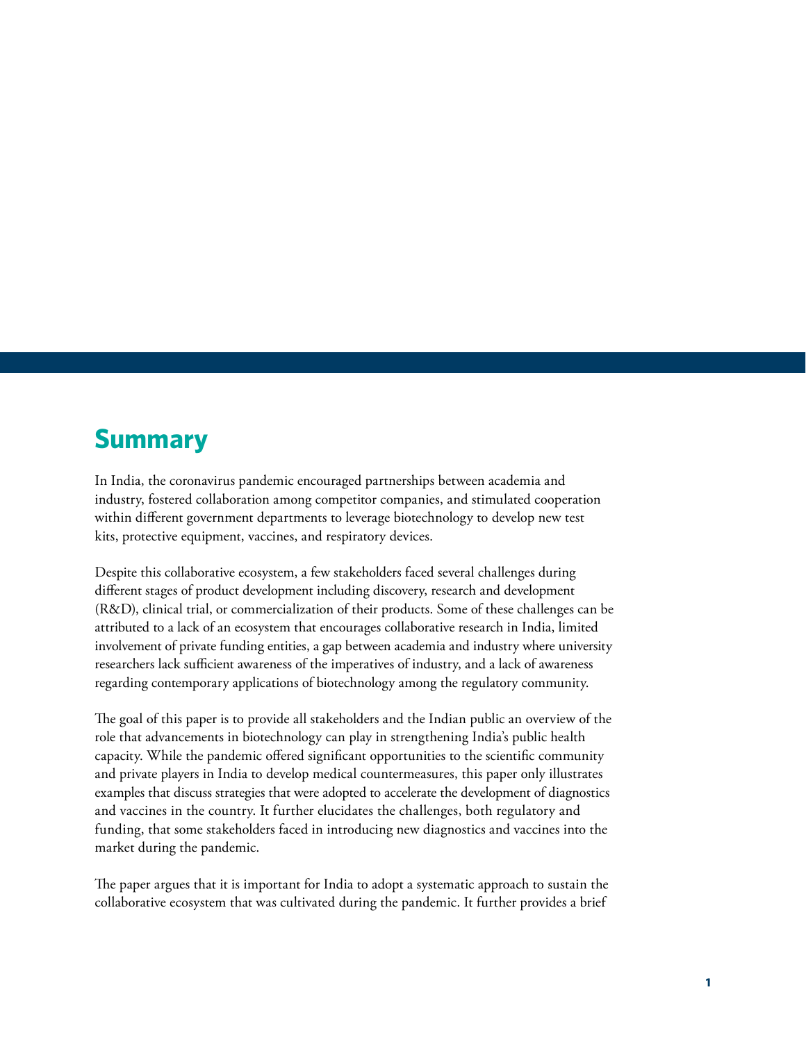## Summary

In India, the coronavirus pandemic encouraged partnerships between academia and industry, fostered collaboration among competitor companies, and stimulated cooperation within different government departments to leverage biotechnology to develop new test kits, protective equipment, vaccines, and respiratory devices.

Despite this collaborative ecosystem, a few stakeholders faced several challenges during different stages of product development including discovery, research and development (R&D), clinical trial, or commercialization of their products. Some of these challenges can be attributed to a lack of an ecosystem that encourages collaborative research in India, limited involvement of private funding entities, a gap between academia and industry where university researchers lack sufficient awareness of the imperatives of industry, and a lack of awareness regarding contemporary applications of biotechnology among the regulatory community.

The goal of this paper is to provide all stakeholders and the Indian public an overview of the role that advancements in biotechnology can play in strengthening India's public health capacity. While the pandemic offered significant opportunities to the scientific community and private players in India to develop medical countermeasures, this paper only illustrates examples that discuss strategies that were adopted to accelerate the development of diagnostics and vaccines in the country. It further elucidates the challenges, both regulatory and funding, that some stakeholders faced in introducing new diagnostics and vaccines into the market during the pandemic.

The paper argues that it is important for India to adopt a systematic approach to sustain the collaborative ecosystem that was cultivated during the pandemic. It further provides a brief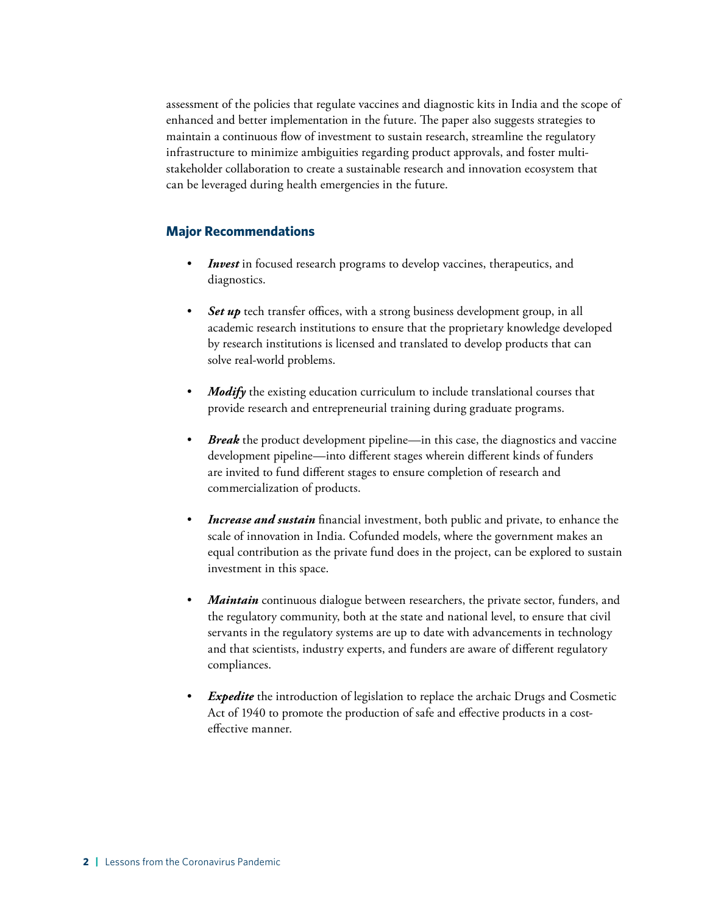assessment of the policies that regulate vaccines and diagnostic kits in India and the scope of enhanced and better implementation in the future. The paper also suggests strategies to maintain a continuous flow of investment to sustain research, streamline the regulatory infrastructure to minimize ambiguities regarding product approvals, and foster multi-stakeholder collaboration to create a sustainable research and innovation ecosystem that can be leveraged during health emergencies in the future.

## Major Recommendations

- ***Invest*** in focused research programs to develop vaccines, therapeutics, and diagnostics.
- ***Set up*** tech transfer offices, with a strong business development group, in all academic research institutions to ensure that the proprietary knowledge developed by research institutions is licensed and translated to develop products that can solve real-world problems.
- ***Modify*** the existing education curriculum to include translational courses that provide research and entrepreneurial training during graduate programs.
- ***Break*** the product development pipeline—in this case, the diagnostics and vaccine development pipeline—into different stages wherein different kinds of funders are invited to fund different stages to ensure completion of research and commercialization of products.
- ***Increase and sustain*** financial investment, both public and private, to enhance the scale of innovation in India. Cofunded models, where the government makes an equal contribution as the private fund does in the project, can be explored to sustain investment in this space.
- ***Maintain*** continuous dialogue between researchers, the private sector, funders, and the regulatory community, both at the state and national level, to ensure that civil servants in the regulatory systems are up to date with advancements in technology and that scientists, industry experts, and funders are aware of different regulatory compliances.
- ***Expedite*** the introduction of legislation to replace the archaic Drugs and Cosmetic Act of 1940 to promote the production of safe and effective products in a cost-effective manner.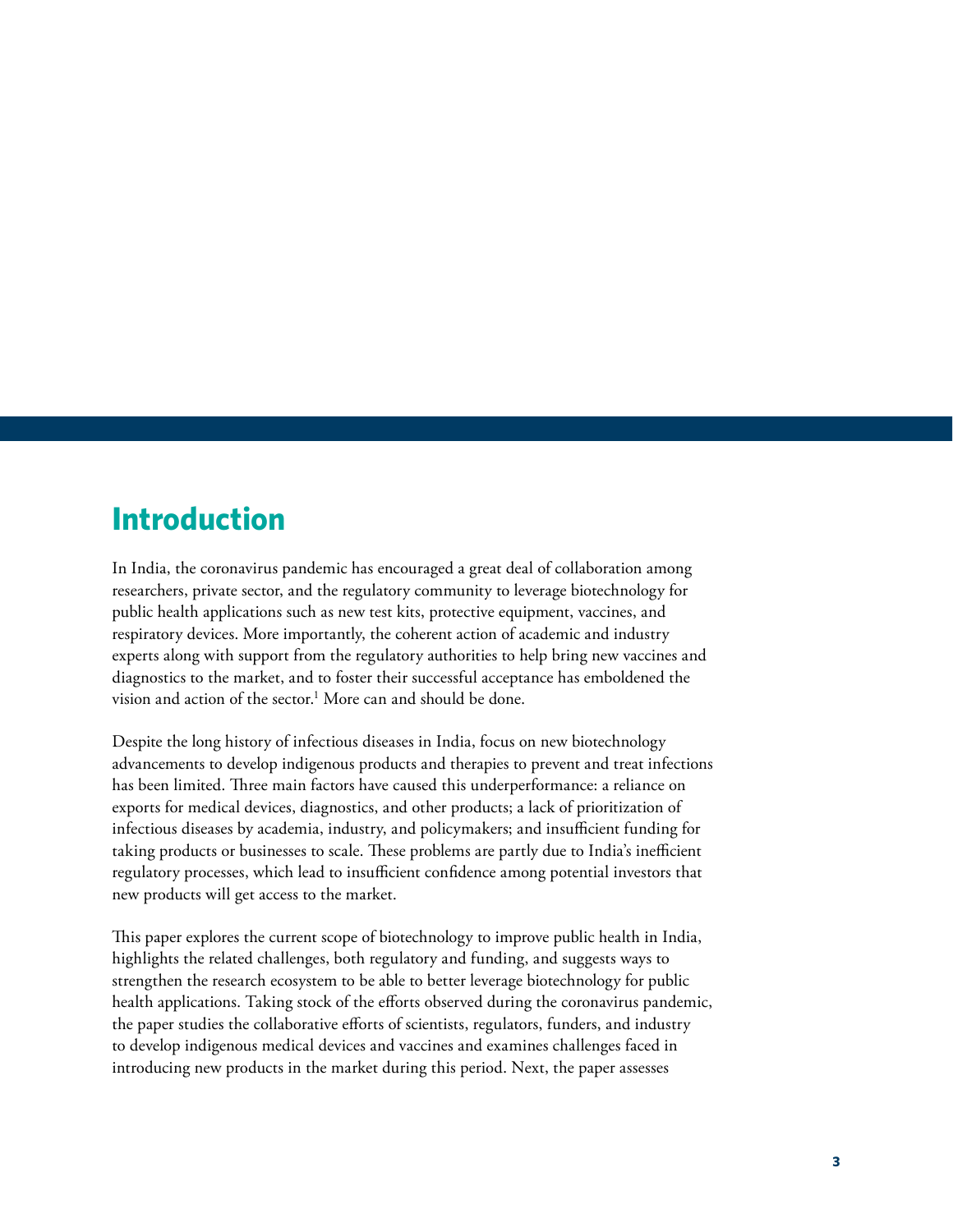# Introduction

In India, the coronavirus pandemic has encouraged a great deal of collaboration among researchers, private sector, and the regulatory community to leverage biotechnology for public health applications such as new test kits, protective equipment, vaccines, and respiratory devices. More importantly, the coherent action of academic and industry experts along with support from the regulatory authorities to help bring new vaccines and diagnostics to the market, and to foster their successful acceptance has emboldened the vision and action of the sector.[1] More can and should be done.

Despite the long history of infectious diseases in India, focus on new biotechnology advancements to develop indigenous products and therapies to prevent and treat infections has been limited. Three main factors have caused this underperformance: a reliance on exports for medical devices, diagnostics, and other products; a lack of prioritization of infectious diseases by academia, industry, and policymakers; and insufficient funding for taking products or businesses to scale. These problems are partly due to India's inefficient regulatory processes, which lead to insufficient confidence among potential investors that new products will get access to the market.

This paper explores the current scope of biotechnology to improve public health in India, highlights the related challenges, both regulatory and funding, and suggests ways to strengthen the research ecosystem to be able to better leverage biotechnology for public health applications. Taking stock of the efforts observed during the coronavirus pandemic, the paper studies the collaborative efforts of scientists, regulators, funders, and industry to develop indigenous medical devices and vaccines and examines challenges faced in introducing new products in the market during this period. Next, the paper assesses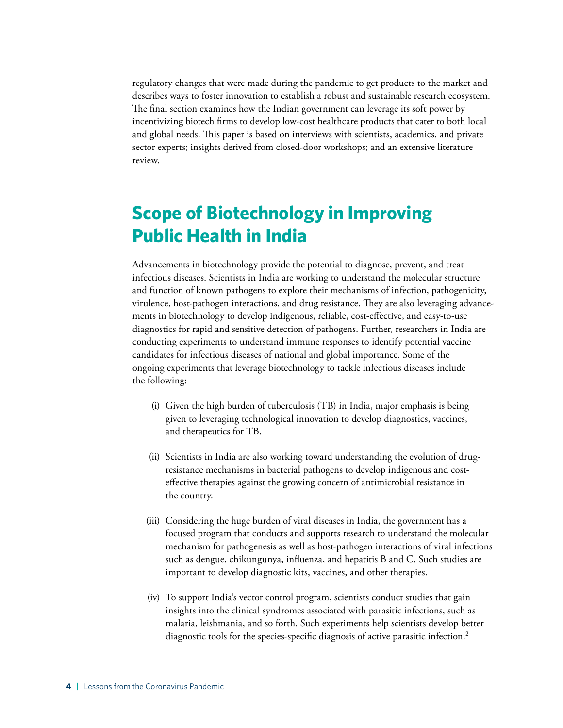regulatory changes that were made during the pandemic to get products to the market and describes ways to foster innovation to establish a robust and sustainable research ecosystem. The final section examines how the Indian government can leverage its soft power by incentivizing biotech firms to develop low-cost healthcare products that cater to both local and global needs. This paper is based on interviews with scientists, academics, and private sector experts; insights derived from closed-door workshops; and an extensive literature review.

## Scope of Biotechnology in Improving Public Health in India

Advancements in biotechnology provide the potential to diagnose, prevent, and treat infectious diseases. Scientists in India are working to understand the molecular structure and function of known pathogens to explore their mechanisms of infection, pathogenicity, virulence, host-pathogen interactions, and drug resistance. They are also leveraging advancements in biotechnology to develop indigenous, reliable, cost-effective, and easy-to-use diagnostics for rapid and sensitive detection of pathogens. Further, researchers in India are conducting experiments to understand immune responses to identify potential vaccine candidates for infectious diseases of national and global importance. Some of the ongoing experiments that leverage biotechnology to tackle infectious diseases include the following:

(i) Given the high burden of tuberculosis (TB) in India, major emphasis is being given to leveraging technological innovation to develop diagnostics, vaccines, and therapeutics for TB.

(ii) Scientists in India are also working toward understanding the evolution of drug-resistance mechanisms in bacterial pathogens to develop indigenous and cost-effective therapies against the growing concern of antimicrobial resistance in the country.

(iii) Considering the huge burden of viral diseases in India, the government has a focused program that conducts and supports research to understand the molecular mechanism for pathogenesis as well as host-pathogen interactions of viral infections such as dengue, chikungunya, influenza, and hepatitis B and C. Such studies are important to develop diagnostic kits, vaccines, and other therapies.

(iv) To support India's vector control program, scientists conduct studies that gain insights into the clinical syndromes associated with parasitic infections, such as malaria, leishmania, and so forth. Such experiments help scientists develop better diagnostic tools for the species-specific diagnosis of active parasitic infection.[2]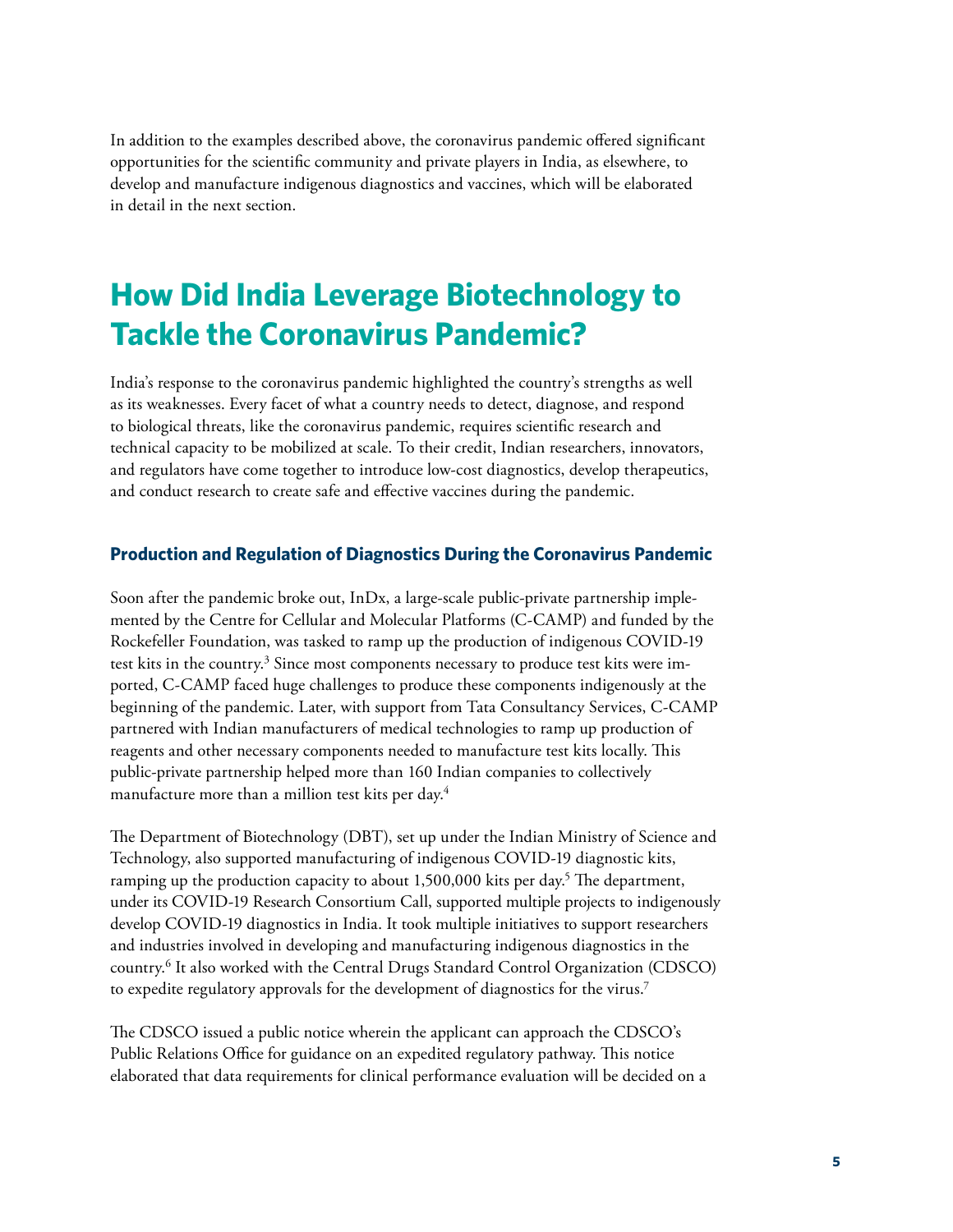In addition to the examples described above, the coronavirus pandemic offered significant opportunities for the scientific community and private players in India, as elsewhere, to develop and manufacture indigenous diagnostics and vaccines, which will be elaborated in detail in the next section.

# How Did India Leverage Biotechnology to Tackle the Coronavirus Pandemic?

India's response to the coronavirus pandemic highlighted the country's strengths as well as its weaknesses. Every facet of what a country needs to detect, diagnose, and respond to biological threats, like the coronavirus pandemic, requires scientific research and technical capacity to be mobilized at scale. To their credit, Indian researchers, innovators, and regulators have come together to introduce low-cost diagnostics, develop therapeutics, and conduct research to create safe and effective vaccines during the pandemic.

### Production and Regulation of Diagnostics During the Coronavirus Pandemic

Soon after the pandemic broke out, InDx, a large-scale public-private partnership implemented by the Centre for Cellular and Molecular Platforms (C-CAMP) and funded by the Rockefeller Foundation, was tasked to ramp up the production of indigenous COVID-19 test kits in the country.[3] Since most components necessary to produce test kits were imported, C-CAMP faced huge challenges to produce these components indigenously at the beginning of the pandemic. Later, with support from Tata Consultancy Services, C-CAMP partnered with Indian manufacturers of medical technologies to ramp up production of reagents and other necessary components needed to manufacture test kits locally. This public-private partnership helped more than 160 Indian companies to collectively manufacture more than a million test kits per day.[4]

The Department of Biotechnology (DBT), set up under the Indian Ministry of Science and Technology, also supported manufacturing of indigenous COVID-19 diagnostic kits, ramping up the production capacity to about 1,500,000 kits per day.[5] The department, under its COVID-19 Research Consortium Call, supported multiple projects to indigenously develop COVID-19 diagnostics in India. It took multiple initiatives to support researchers and industries involved in developing and manufacturing indigenous diagnostics in the country.[6] It also worked with the Central Drugs Standard Control Organization (CDSCO) to expedite regulatory approvals for the development of diagnostics for the virus.[7]

The CDSCO issued a public notice wherein the applicant can approach the CDSCO's Public Relations Office for guidance on an expedited regulatory pathway. This notice elaborated that data requirements for clinical performance evaluation will be decided on a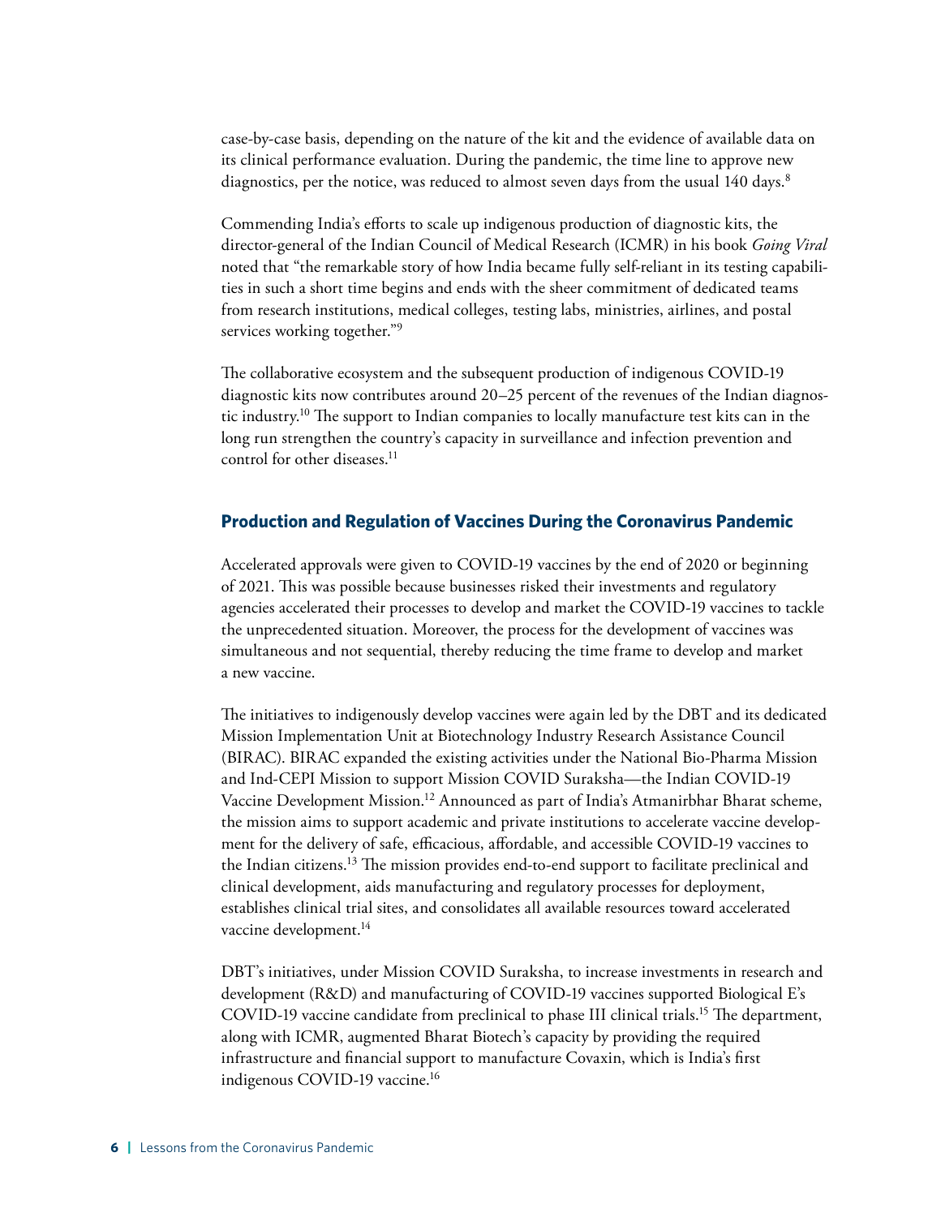case-by-case basis, depending on the nature of the kit and the evidence of available data on its clinical performance evaluation. During the pandemic, the time line to approve new diagnostics, per the notice, was reduced to almost seven days from the usual 140 days.[8]

Commending India's efforts to scale up indigenous production of diagnostic kits, the director-general of the Indian Council of Medical Research (ICMR) in his book *Going Viral* noted that "the remarkable story of how India became fully self-reliant in its testing capabilities in such a short time begins and ends with the sheer commitment of dedicated teams from research institutions, medical colleges, testing labs, ministries, airlines, and postal services working together."[9]

The collaborative ecosystem and the subsequent production of indigenous COVID-19 diagnostic kits now contributes around 20–25 percent of the revenues of the Indian diagnostic industry.[10] The support to Indian companies to locally manufacture test kits can in the long run strengthen the country's capacity in surveillance and infection prevention and control for other diseases.[11]

## Production and Regulation of Vaccines During the Coronavirus Pandemic

Accelerated approvals were given to COVID-19 vaccines by the end of 2020 or beginning of 2021. This was possible because businesses risked their investments and regulatory agencies accelerated their processes to develop and market the COVID-19 vaccines to tackle the unprecedented situation. Moreover, the process for the development of vaccines was simultaneous and not sequential, thereby reducing the time frame to develop and market a new vaccine.

The initiatives to indigenously develop vaccines were again led by the DBT and its dedicated Mission Implementation Unit at Biotechnology Industry Research Assistance Council (BIRAC). BIRAC expanded the existing activities under the National Bio-Pharma Mission and Ind-CEPI Mission to support Mission COVID Suraksha—the Indian COVID-19 Vaccine Development Mission.[12] Announced as part of India's Atmanirbhar Bharat scheme, the mission aims to support academic and private institutions to accelerate vaccine development for the delivery of safe, efficacious, affordable, and accessible COVID-19 vaccines to the Indian citizens.[13] The mission provides end-to-end support to facilitate preclinical and clinical development, aids manufacturing and regulatory processes for deployment, establishes clinical trial sites, and consolidates all available resources toward accelerated vaccine development.[14]

DBT's initiatives, under Mission COVID Suraksha, to increase investments in research and development (R&D) and manufacturing of COVID-19 vaccines supported Biological E's COVID-19 vaccine candidate from preclinical to phase III clinical trials.[15] The department, along with ICMR, augmented Bharat Biotech's capacity by providing the required infrastructure and financial support to manufacture Covaxin, which is India's first indigenous COVID-19 vaccine.[16]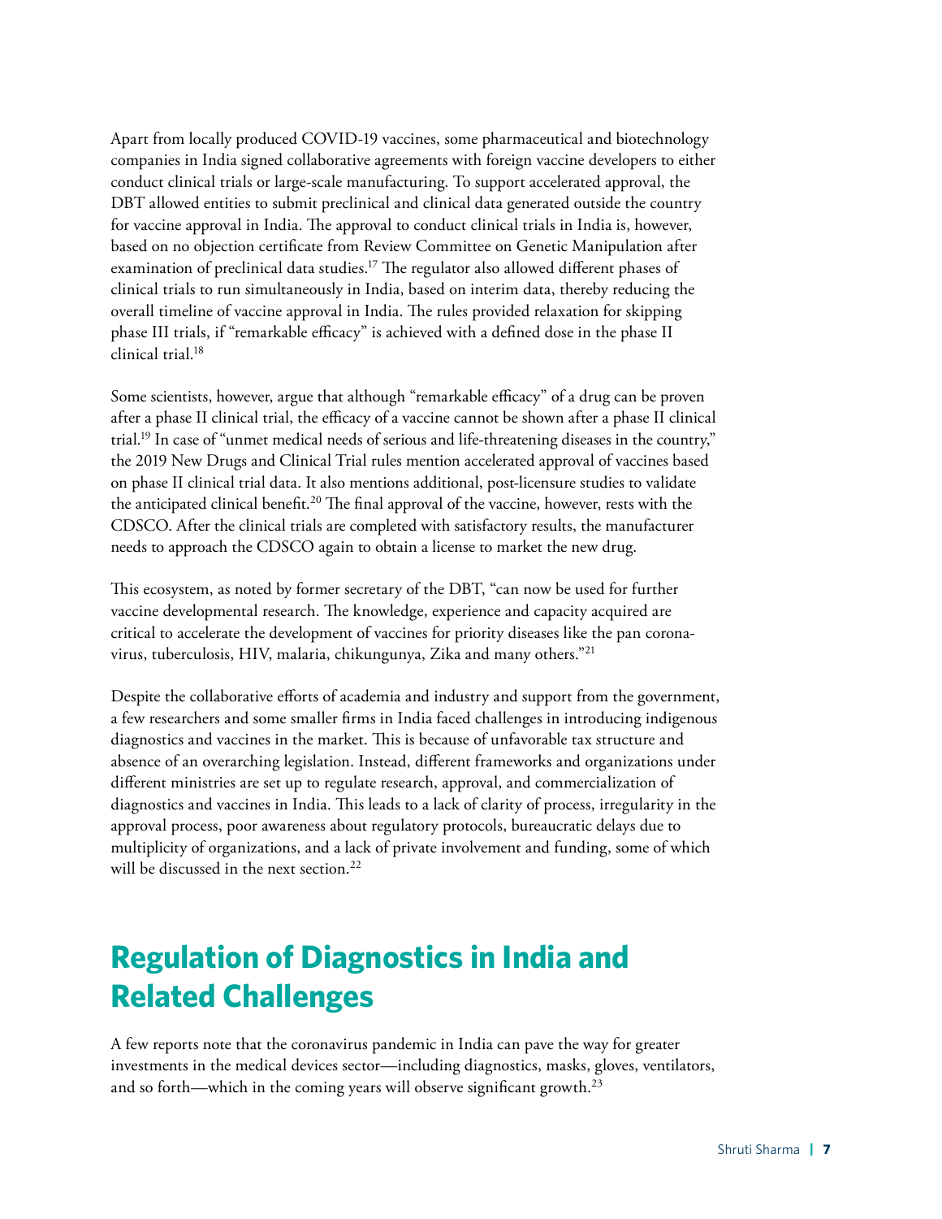Apart from locally produced COVID-19 vaccines, some pharmaceutical and biotechnology companies in India signed collaborative agreements with foreign vaccine developers to either conduct clinical trials or large-scale manufacturing. To support accelerated approval, the DBT allowed entities to submit preclinical and clinical data generated outside the country for vaccine approval in India. The approval to conduct clinical trials in India is, however, based on no objection certificate from Review Committee on Genetic Manipulation after examination of preclinical data studies.[17] The regulator also allowed different phases of clinical trials to run simultaneously in India, based on interim data, thereby reducing the overall timeline of vaccine approval in India. The rules provided relaxation for skipping phase III trials, if "remarkable efficacy" is achieved with a defined dose in the phase II clinical trial.[18]

Some scientists, however, argue that although "remarkable efficacy" of a drug can be proven after a phase II clinical trial, the efficacy of a vaccine cannot be shown after a phase II clinical trial.[19] In case of "unmet medical needs of serious and life-threatening diseases in the country," the 2019 New Drugs and Clinical Trial rules mention accelerated approval of vaccines based on phase II clinical trial data. It also mentions additional, post-licensure studies to validate the anticipated clinical benefit.[20] The final approval of the vaccine, however, rests with the CDSCO. After the clinical trials are completed with satisfactory results, the manufacturer needs to approach the CDSCO again to obtain a license to market the new drug.

This ecosystem, as noted by former secretary of the DBT, "can now be used for further vaccine developmental research. The knowledge, experience and capacity acquired are critical to accelerate the development of vaccines for priority diseases like the pan corona-virus, tuberculosis, HIV, malaria, chikungunya, Zika and many others."[21]

Despite the collaborative efforts of academia and industry and support from the government, a few researchers and some smaller firms in India faced challenges in introducing indigenous diagnostics and vaccines in the market. This is because of unfavorable tax structure and absence of an overarching legislation. Instead, different frameworks and organizations under different ministries are set up to regulate research, approval, and commercialization of diagnostics and vaccines in India. This leads to a lack of clarity of process, irregularity in the approval process, poor awareness about regulatory protocols, bureaucratic delays due to multiplicity of organizations, and a lack of private involvement and funding, some of which will be discussed in the next section.[22]

## Regulation of Diagnostics in India and Related Challenges

A few reports note that the coronavirus pandemic in India can pave the way for greater investments in the medical devices sector—including diagnostics, masks, gloves, ventilators, and so forth—which in the coming years will observe significant growth.[23]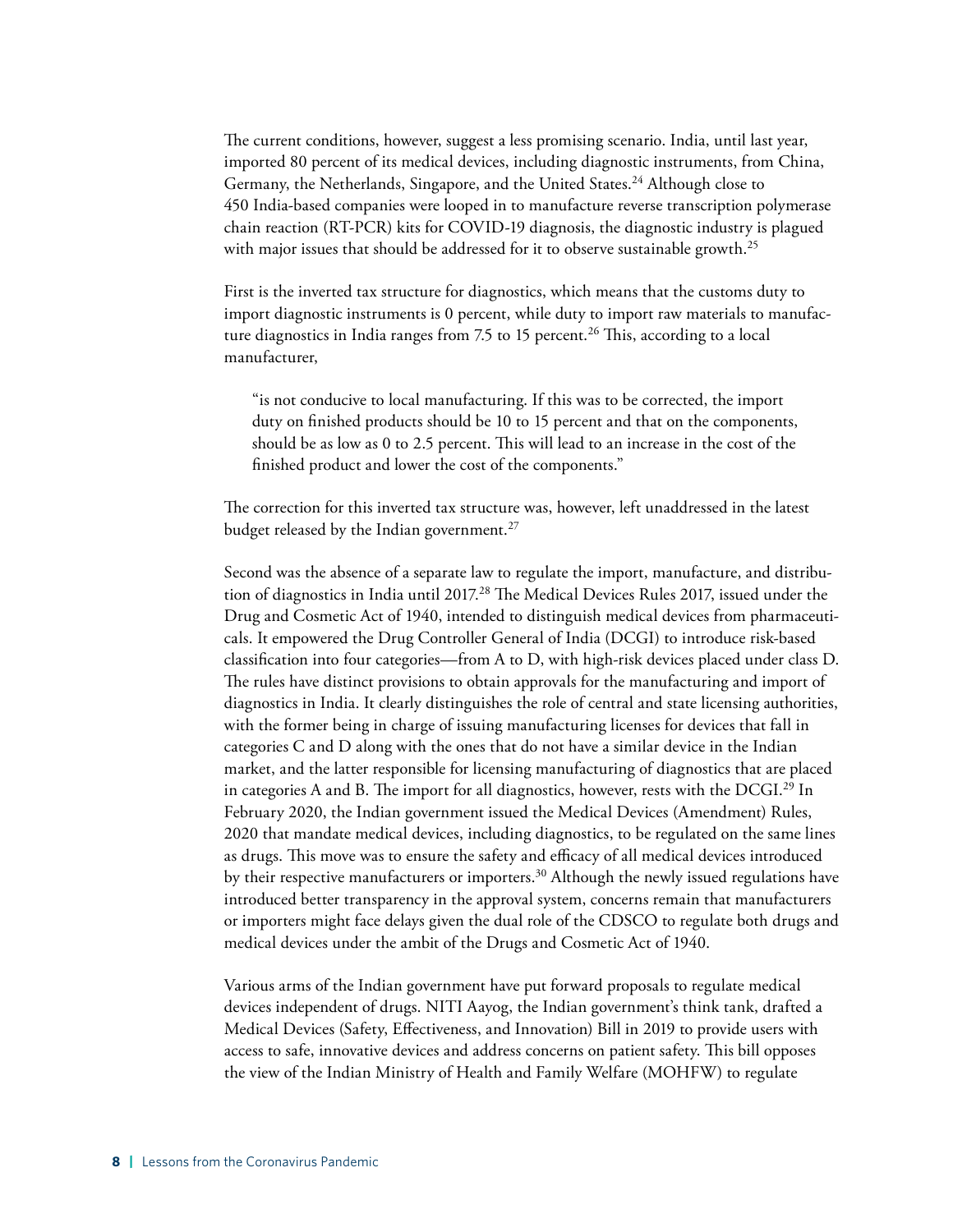The current conditions, however, suggest a less promising scenario. India, until last year, imported 80 percent of its medical devices, including diagnostic instruments, from China, Germany, the Netherlands, Singapore, and the United States.[24] Although close to 450 India-based companies were looped in to manufacture reverse transcription polymerase chain reaction (RT-PCR) kits for COVID-19 diagnosis, the diagnostic industry is plagued with major issues that should be addressed for it to observe sustainable growth.[25]

First is the inverted tax structure for diagnostics, which means that the customs duty to import diagnostic instruments is 0 percent, while duty to import raw materials to manufacture diagnostics in India ranges from 7.5 to 15 percent.[26] This, according to a local manufacturer,

> "is not conducive to local manufacturing. If this was to be corrected, the import duty on finished products should be 10 to 15 percent and that on the components, should be as low as 0 to 2.5 percent. This will lead to an increase in the cost of the finished product and lower the cost of the components."

The correction for this inverted tax structure was, however, left unaddressed in the latest budget released by the Indian government.[27]

Second was the absence of a separate law to regulate the import, manufacture, and distribution of diagnostics in India until 2017.[28] The Medical Devices Rules 2017, issued under the Drug and Cosmetic Act of 1940, intended to distinguish medical devices from pharmaceuticals. It empowered the Drug Controller General of India (DCGI) to introduce risk-based classification into four categories—from A to D, with high-risk devices placed under class D. The rules have distinct provisions to obtain approvals for the manufacturing and import of diagnostics in India. It clearly distinguishes the role of central and state licensing authorities, with the former being in charge of issuing manufacturing licenses for devices that fall in categories C and D along with the ones that do not have a similar device in the Indian market, and the latter responsible for licensing manufacturing of diagnostics that are placed in categories A and B. The import for all diagnostics, however, rests with the DCGI.[29] In February 2020, the Indian government issued the Medical Devices (Amendment) Rules, 2020 that mandate medical devices, including diagnostics, to be regulated on the same lines as drugs. This move was to ensure the safety and efficacy of all medical devices introduced by their respective manufacturers or importers.[30] Although the newly issued regulations have introduced better transparency in the approval system, concerns remain that manufacturers or importers might face delays given the dual role of the CDSCO to regulate both drugs and medical devices under the ambit of the Drugs and Cosmetic Act of 1940.

Various arms of the Indian government have put forward proposals to regulate medical devices independent of drugs. NITI Aayog, the Indian government's think tank, drafted a Medical Devices (Safety, Effectiveness, and Innovation) Bill in 2019 to provide users with access to safe, innovative devices and address concerns on patient safety. This bill opposes the view of the Indian Ministry of Health and Family Welfare (MOHFW) to regulate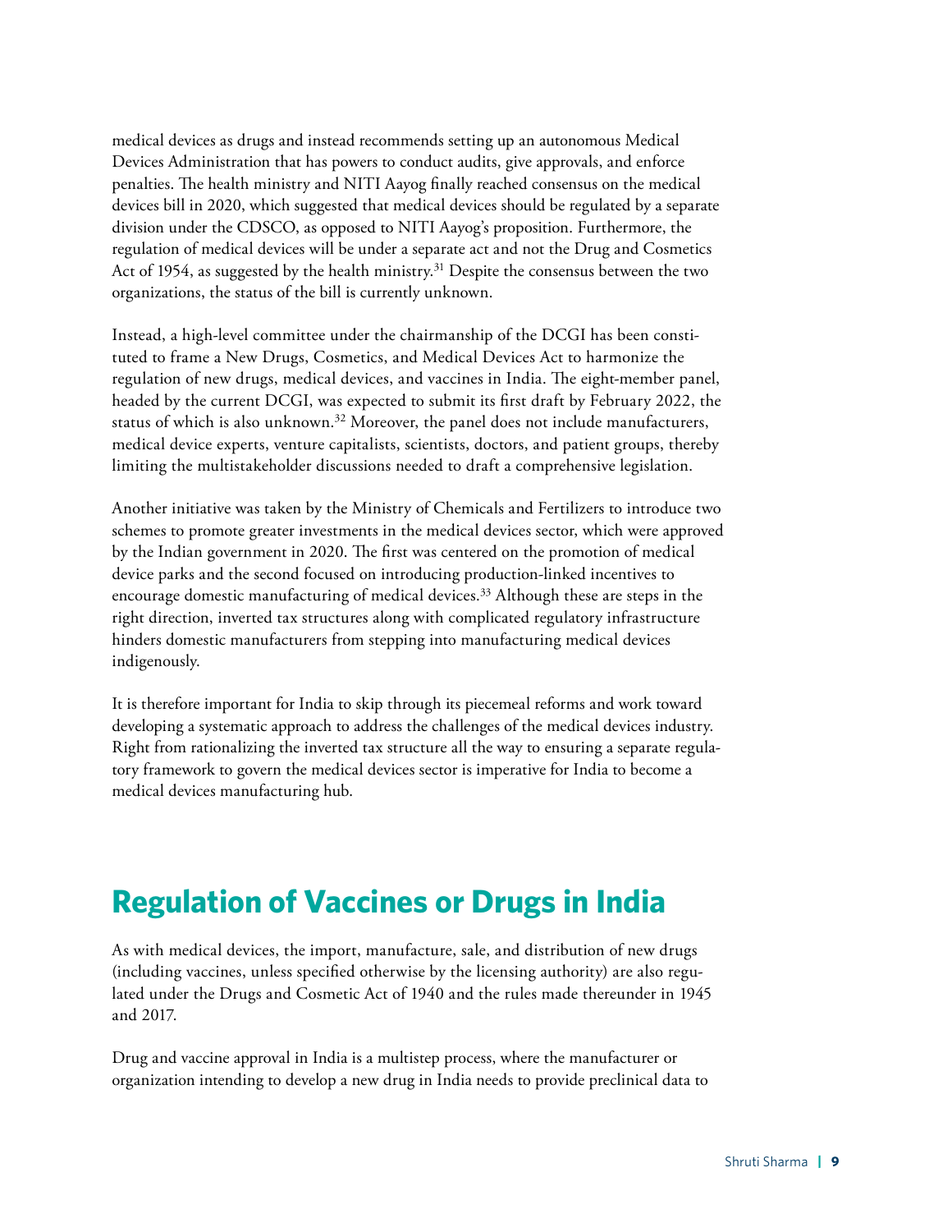medical devices as drugs and instead recommends setting up an autonomous Medical Devices Administration that has powers to conduct audits, give approvals, and enforce penalties. The health ministry and NITI Aayog finally reached consensus on the medical devices bill in 2020, which suggested that medical devices should be regulated by a separate division under the CDSCO, as opposed to NITI Aayog's proposition. Furthermore, the regulation of medical devices will be under a separate act and not the Drug and Cosmetics Act of 1954, as suggested by the health ministry.[31] Despite the consensus between the two organizations, the status of the bill is currently unknown.

Instead, a high-level committee under the chairmanship of the DCGI has been constituted to frame a New Drugs, Cosmetics, and Medical Devices Act to harmonize the regulation of new drugs, medical devices, and vaccines in India. The eight-member panel, headed by the current DCGI, was expected to submit its first draft by February 2022, the status of which is also unknown.[32] Moreover, the panel does not include manufacturers, medical device experts, venture capitalists, scientists, doctors, and patient groups, thereby limiting the multistakeholder discussions needed to draft a comprehensive legislation.

Another initiative was taken by the Ministry of Chemicals and Fertilizers to introduce two schemes to promote greater investments in the medical devices sector, which were approved by the Indian government in 2020. The first was centered on the promotion of medical device parks and the second focused on introducing production-linked incentives to encourage domestic manufacturing of medical devices.[33] Although these are steps in the right direction, inverted tax structures along with complicated regulatory infrastructure hinders domestic manufacturers from stepping into manufacturing medical devices indigenously.

It is therefore important for India to skip through its piecemeal reforms and work toward developing a systematic approach to address the challenges of the medical devices industry. Right from rationalizing the inverted tax structure all the way to ensuring a separate regulatory framework to govern the medical devices sector is imperative for India to become a medical devices manufacturing hub.

## Regulation of Vaccines or Drugs in India

As with medical devices, the import, manufacture, sale, and distribution of new drugs (including vaccines, unless specified otherwise by the licensing authority) are also regulated under the Drugs and Cosmetic Act of 1940 and the rules made thereunder in 1945 and 2017.

Drug and vaccine approval in India is a multistep process, where the manufacturer or organization intending to develop a new drug in India needs to provide preclinical data to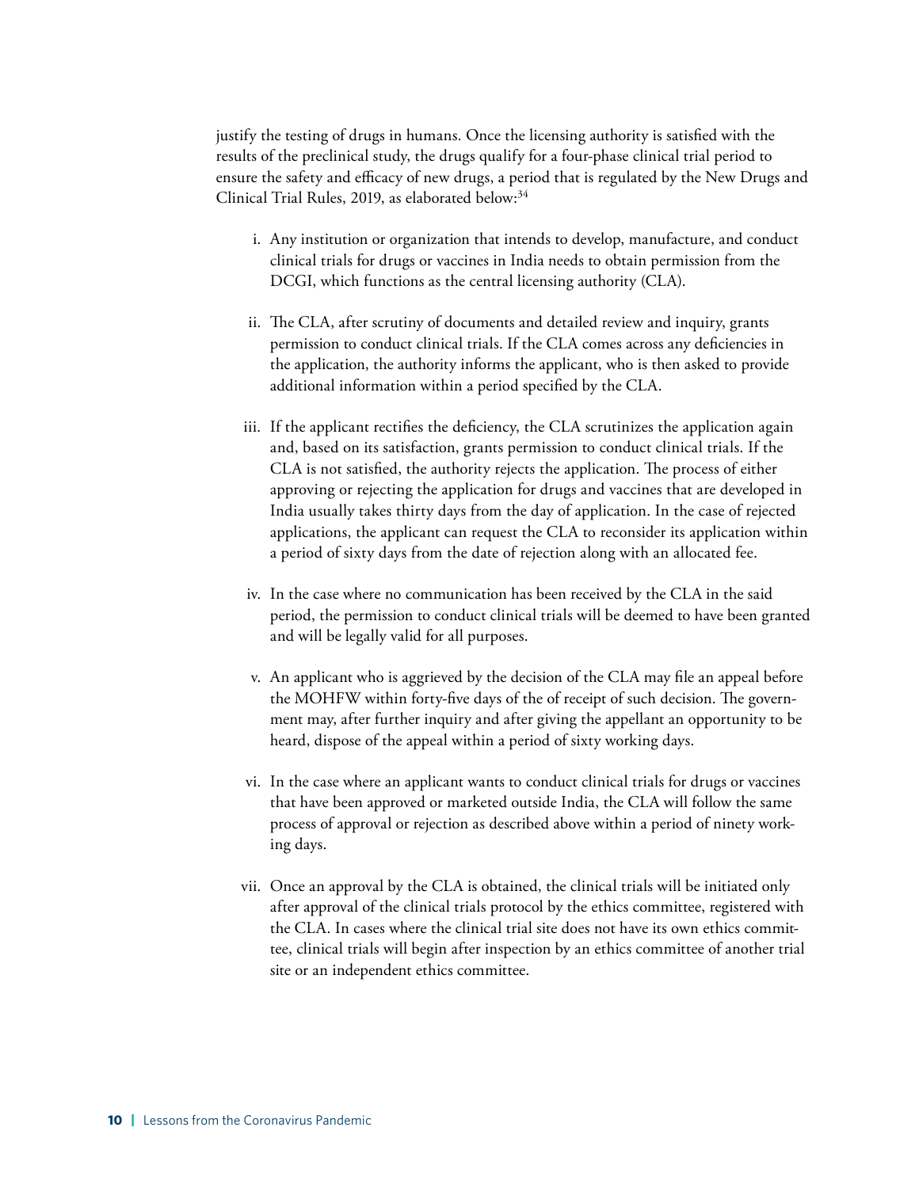justify the testing of drugs in humans. Once the licensing authority is satisfied with the results of the preclinical study, the drugs qualify for a four-phase clinical trial period to ensure the safety and efficacy of new drugs, a period that is regulated by the New Drugs and Clinical Trial Rules, 2019, as elaborated below:[34]

i. Any institution or organization that intends to develop, manufacture, and conduct clinical trials for drugs or vaccines in India needs to obtain permission from the DCGI, which functions as the central licensing authority (CLA).

ii. The CLA, after scrutiny of documents and detailed review and inquiry, grants permission to conduct clinical trials. If the CLA comes across any deficiencies in the application, the authority informs the applicant, who is then asked to provide additional information within a period specified by the CLA.

iii. If the applicant rectifies the deficiency, the CLA scrutinizes the application again and, based on its satisfaction, grants permission to conduct clinical trials. If the CLA is not satisfied, the authority rejects the application. The process of either approving or rejecting the application for drugs and vaccines that are developed in India usually takes thirty days from the day of application. In the case of rejected applications, the applicant can request the CLA to reconsider its application within a period of sixty days from the date of rejection along with an allocated fee.

iv. In the case where no communication has been received by the CLA in the said period, the permission to conduct clinical trials will be deemed to have been granted and will be legally valid for all purposes.

v. An applicant who is aggrieved by the decision of the CLA may file an appeal before the MOHFW within forty-five days of the of receipt of such decision. The government may, after further inquiry and after giving the appellant an opportunity to be heard, dispose of the appeal within a period of sixty working days.

vi. In the case where an applicant wants to conduct clinical trials for drugs or vaccines that have been approved or marketed outside India, the CLA will follow the same process of approval or rejection as described above within a period of ninety working days.

vii. Once an approval by the CLA is obtained, the clinical trials will be initiated only after approval of the clinical trials protocol by the ethics committee, registered with the CLA. In cases where the clinical trial site does not have its own ethics committee, clinical trials will begin after inspection by an ethics committee of another trial site or an independent ethics committee.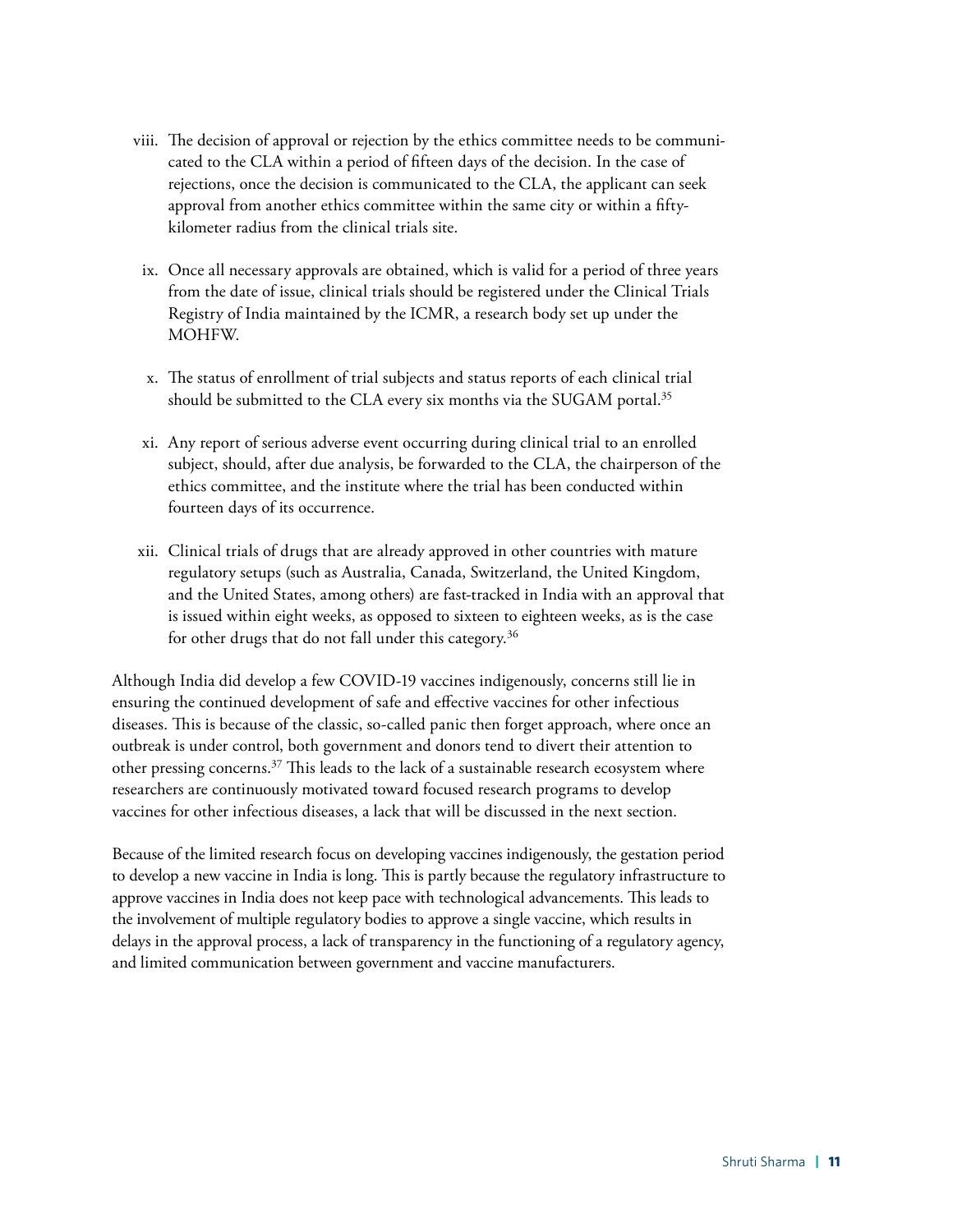viii. The decision of approval or rejection by the ethics committee needs to be communicated to the CLA within a period of fifteen days of the decision. In the case of rejections, once the decision is communicated to the CLA, the applicant can seek approval from another ethics committee within the same city or within a fifty-kilometer radius from the clinical trials site.

ix. Once all necessary approvals are obtained, which is valid for a period of three years from the date of issue, clinical trials should be registered under the Clinical Trials Registry of India maintained by the ICMR, a research body set up under the MOHFW.

x. The status of enrollment of trial subjects and status reports of each clinical trial should be submitted to the CLA every six months via the SUGAM portal.[35]

xi. Any report of serious adverse event occurring during clinical trial to an enrolled subject, should, after due analysis, be forwarded to the CLA, the chairperson of the ethics committee, and the institute where the trial has been conducted within fourteen days of its occurrence.

xii. Clinical trials of drugs that are already approved in other countries with mature regulatory setups (such as Australia, Canada, Switzerland, the United Kingdom, and the United States, among others) are fast-tracked in India with an approval that is issued within eight weeks, as opposed to sixteen to eighteen weeks, as is the case for other drugs that do not fall under this category.[36]

Although India did develop a few COVID-19 vaccines indigenously, concerns still lie in ensuring the continued development of safe and effective vaccines for other infectious diseases. This is because of the classic, so-called panic then forget approach, where once an outbreak is under control, both government and donors tend to divert their attention to other pressing concerns.[37] This leads to the lack of a sustainable research ecosystem where researchers are continuously motivated toward focused research programs to develop vaccines for other infectious diseases, a lack that will be discussed in the next section.

Because of the limited research focus on developing vaccines indigenously, the gestation period to develop a new vaccine in India is long. This is partly because the regulatory infrastructure to approve vaccines in India does not keep pace with technological advancements. This leads to the involvement of multiple regulatory bodies to approve a single vaccine, which results in delays in the approval process, a lack of transparency in the functioning of a regulatory agency, and limited communication between government and vaccine manufacturers.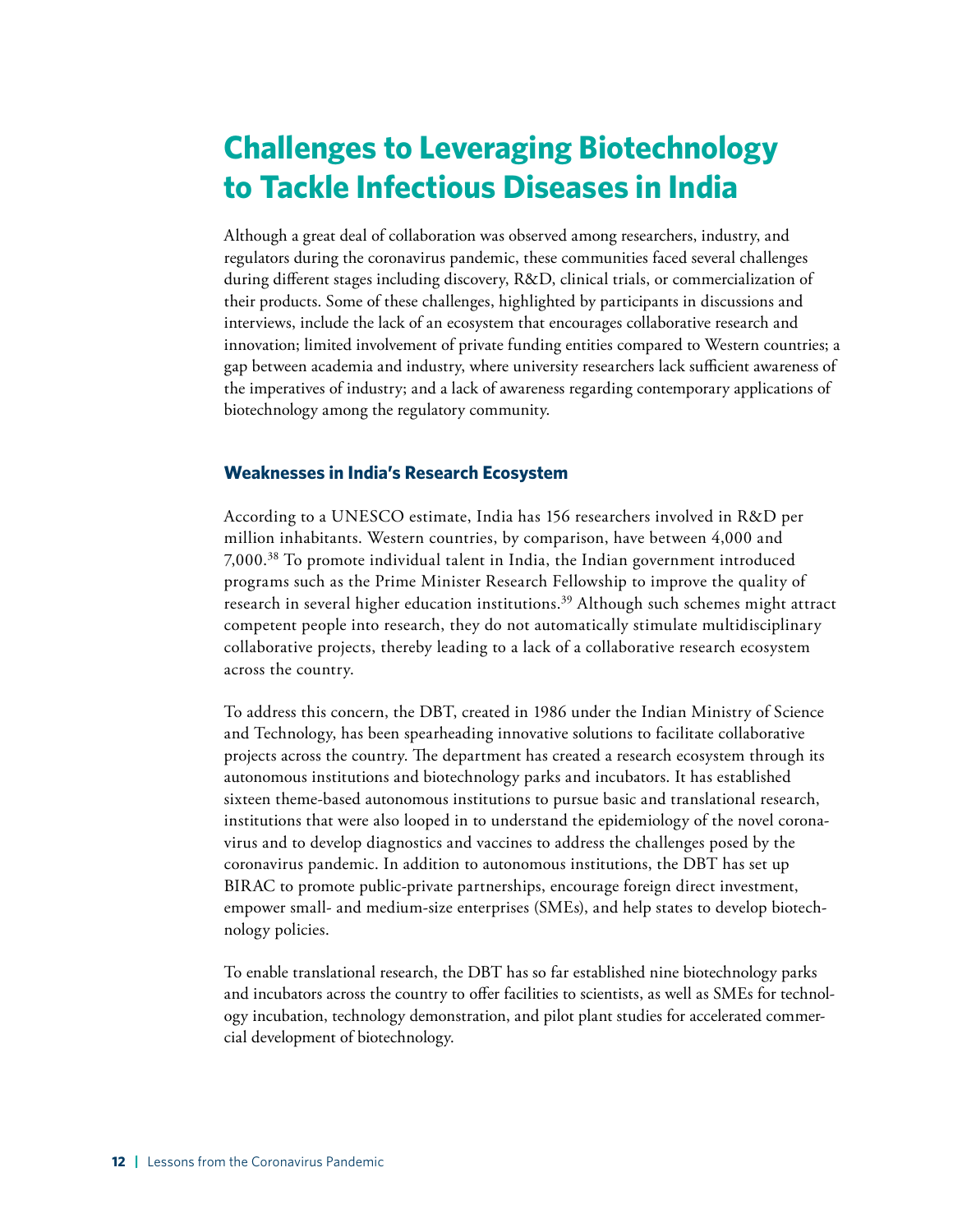# Challenges to Leveraging Biotechnology to Tackle Infectious Diseases in India

Although a great deal of collaboration was observed among researchers, industry, and regulators during the coronavirus pandemic, these communities faced several challenges during different stages including discovery, R&D, clinical trials, or commercialization of their products. Some of these challenges, highlighted by participants in discussions and interviews, include the lack of an ecosystem that encourages collaborative research and innovation; limited involvement of private funding entities compared to Western countries; a gap between academia and industry, where university researchers lack sufficient awareness of the imperatives of industry; and a lack of awareness regarding contemporary applications of biotechnology among the regulatory community.

## Weaknesses in India's Research Ecosystem

According to a UNESCO estimate, India has 156 researchers involved in R&D per million inhabitants. Western countries, by comparison, have between 4,000 and 7,000.[38] To promote individual talent in India, the Indian government introduced programs such as the Prime Minister Research Fellowship to improve the quality of research in several higher education institutions.[39] Although such schemes might attract competent people into research, they do not automatically stimulate multidisciplinary collaborative projects, thereby leading to a lack of a collaborative research ecosystem across the country.

To address this concern, the DBT, created in 1986 under the Indian Ministry of Science and Technology, has been spearheading innovative solutions to facilitate collaborative projects across the country. The department has created a research ecosystem through its autonomous institutions and biotechnology parks and incubators. It has established sixteen theme-based autonomous institutions to pursue basic and translational research, institutions that were also looped in to understand the epidemiology of the novel coronavirus and to develop diagnostics and vaccines to address the challenges posed by the coronavirus pandemic. In addition to autonomous institutions, the DBT has set up BIRAC to promote public-private partnerships, encourage foreign direct investment, empower small- and medium-size enterprises (SMEs), and help states to develop biotechnology policies.

To enable translational research, the DBT has so far established nine biotechnology parks and incubators across the country to offer facilities to scientists, as well as SMEs for technology incubation, technology demonstration, and pilot plant studies for accelerated commercial development of biotechnology.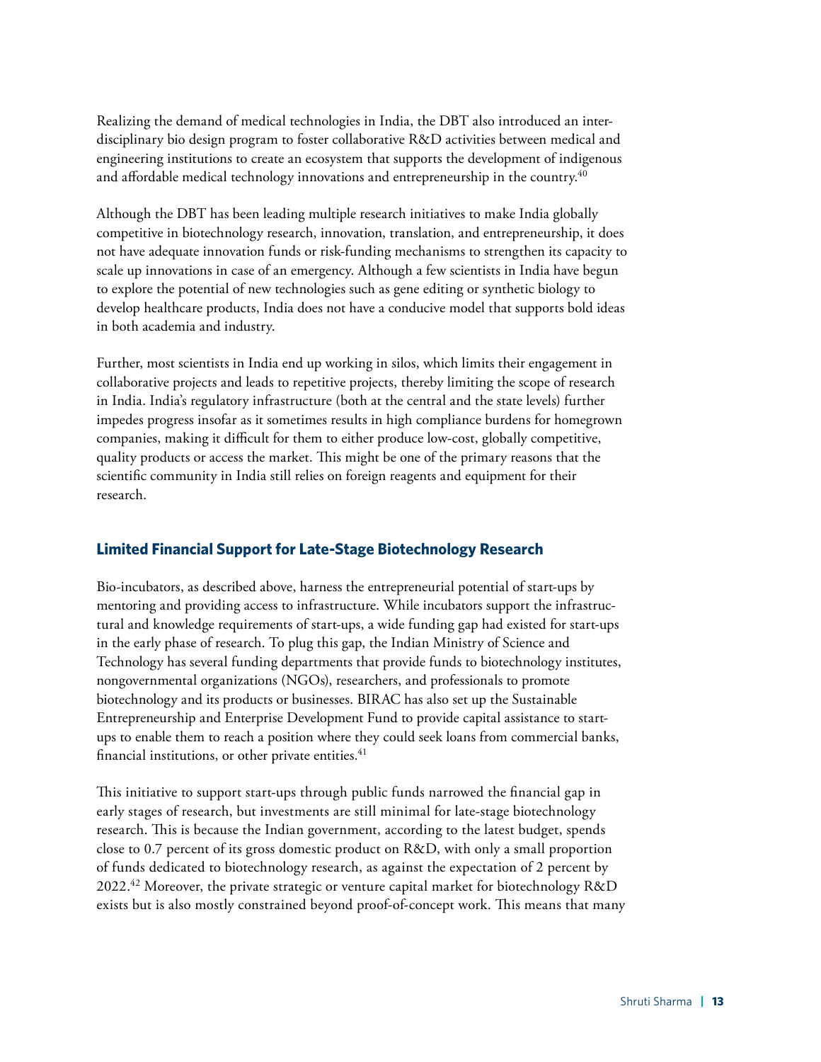Realizing the demand of medical technologies in India, the DBT also introduced an inter-disciplinary bio design program to foster collaborative R&D activities between medical and engineering institutions to create an ecosystem that supports the development of indigenous and affordable medical technology innovations and entrepreneurship in the country.[40]

Although the DBT has been leading multiple research initiatives to make India globally competitive in biotechnology research, innovation, translation, and entrepreneurship, it does not have adequate innovation funds or risk-funding mechanisms to strengthen its capacity to scale up innovations in case of an emergency. Although a few scientists in India have begun to explore the potential of new technologies such as gene editing or synthetic biology to develop healthcare products, India does not have a conducive model that supports bold ideas in both academia and industry.

Further, most scientists in India end up working in silos, which limits their engagement in collaborative projects and leads to repetitive projects, thereby limiting the scope of research in India. India's regulatory infrastructure (both at the central and the state levels) further impedes progress insofar as it sometimes results in high compliance burdens for homegrown companies, making it difficult for them to either produce low-cost, globally competitive, quality products or access the market. This might be one of the primary reasons that the scientific community in India still relies on foreign reagents and equipment for their research.

### Limited Financial Support for Late-Stage Biotechnology Research

Bio-incubators, as described above, harness the entrepreneurial potential of start-ups by mentoring and providing access to infrastructure. While incubators support the infrastructural and knowledge requirements of start-ups, a wide funding gap had existed for start-ups in the early phase of research. To plug this gap, the Indian Ministry of Science and Technology has several funding departments that provide funds to biotechnology institutes, nongovernmental organizations (NGOs), researchers, and professionals to promote biotechnology and its products or businesses. BIRAC has also set up the Sustainable Entrepreneurship and Enterprise Development Fund to provide capital assistance to start-ups to enable them to reach a position where they could seek loans from commercial banks, financial institutions, or other private entities.[41]

This initiative to support start-ups through public funds narrowed the financial gap in early stages of research, but investments are still minimal for late-stage biotechnology research. This is because the Indian government, according to the latest budget, spends close to 0.7 percent of its gross domestic product on R&D, with only a small proportion of funds dedicated to biotechnology research, as against the expectation of 2 percent by 2022.[42] Moreover, the private strategic or venture capital market for biotechnology R&D exists but is also mostly constrained beyond proof-of-concept work. This means that many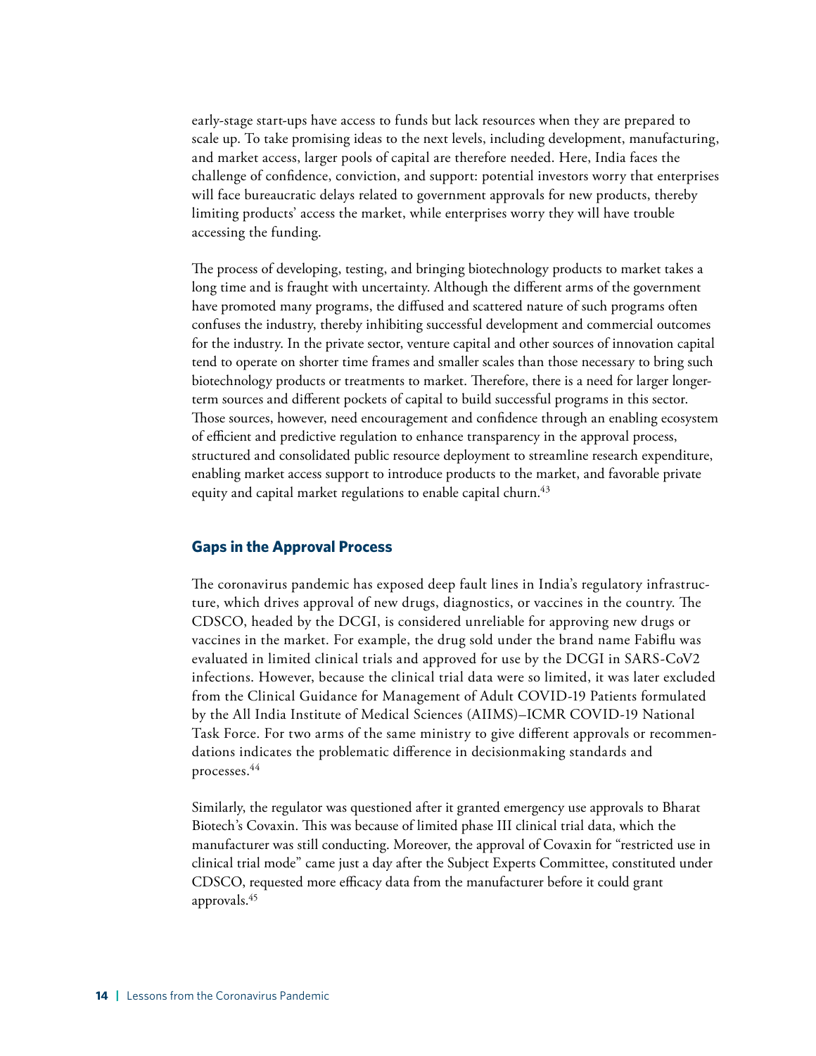early-stage start-ups have access to funds but lack resources when they are prepared to scale up. To take promising ideas to the next levels, including development, manufacturing, and market access, larger pools of capital are therefore needed. Here, India faces the challenge of confidence, conviction, and support: potential investors worry that enterprises will face bureaucratic delays related to government approvals for new products, thereby limiting products' access the market, while enterprises worry they will have trouble accessing the funding.

The process of developing, testing, and bringing biotechnology products to market takes a long time and is fraught with uncertainty. Although the different arms of the government have promoted many programs, the diffused and scattered nature of such programs often confuses the industry, thereby inhibiting successful development and commercial outcomes for the industry. In the private sector, venture capital and other sources of innovation capital tend to operate on shorter time frames and smaller scales than those necessary to bring such biotechnology products or treatments to market. Therefore, there is a need for larger longer-term sources and different pockets of capital to build successful programs in this sector. Those sources, however, need encouragement and confidence through an enabling ecosystem of efficient and predictive regulation to enhance transparency in the approval process, structured and consolidated public resource deployment to streamline research expenditure, enabling market access support to introduce products to the market, and favorable private equity and capital market regulations to enable capital churn.[43]

### Gaps in the Approval Process

The coronavirus pandemic has exposed deep fault lines in India's regulatory infrastructure, which drives approval of new drugs, diagnostics, or vaccines in the country. The CDSCO, headed by the DCGI, is considered unreliable for approving new drugs or vaccines in the market. For example, the drug sold under the brand name Fabiflu was evaluated in limited clinical trials and approved for use by the DCGI in SARS-CoV2 infections. However, because the clinical trial data were so limited, it was later excluded from the Clinical Guidance for Management of Adult COVID-19 Patients formulated by the All India Institute of Medical Sciences (AIIMS)–ICMR COVID-19 National Task Force. For two arms of the same ministry to give different approvals or recommendations indicates the problematic difference in decisionmaking standards and processes.[44]

Similarly, the regulator was questioned after it granted emergency use approvals to Bharat Biotech's Covaxin. This was because of limited phase III clinical trial data, which the manufacturer was still conducting. Moreover, the approval of Covaxin for "restricted use in clinical trial mode" came just a day after the Subject Experts Committee, constituted under CDSCO, requested more efficacy data from the manufacturer before it could grant approvals.[45]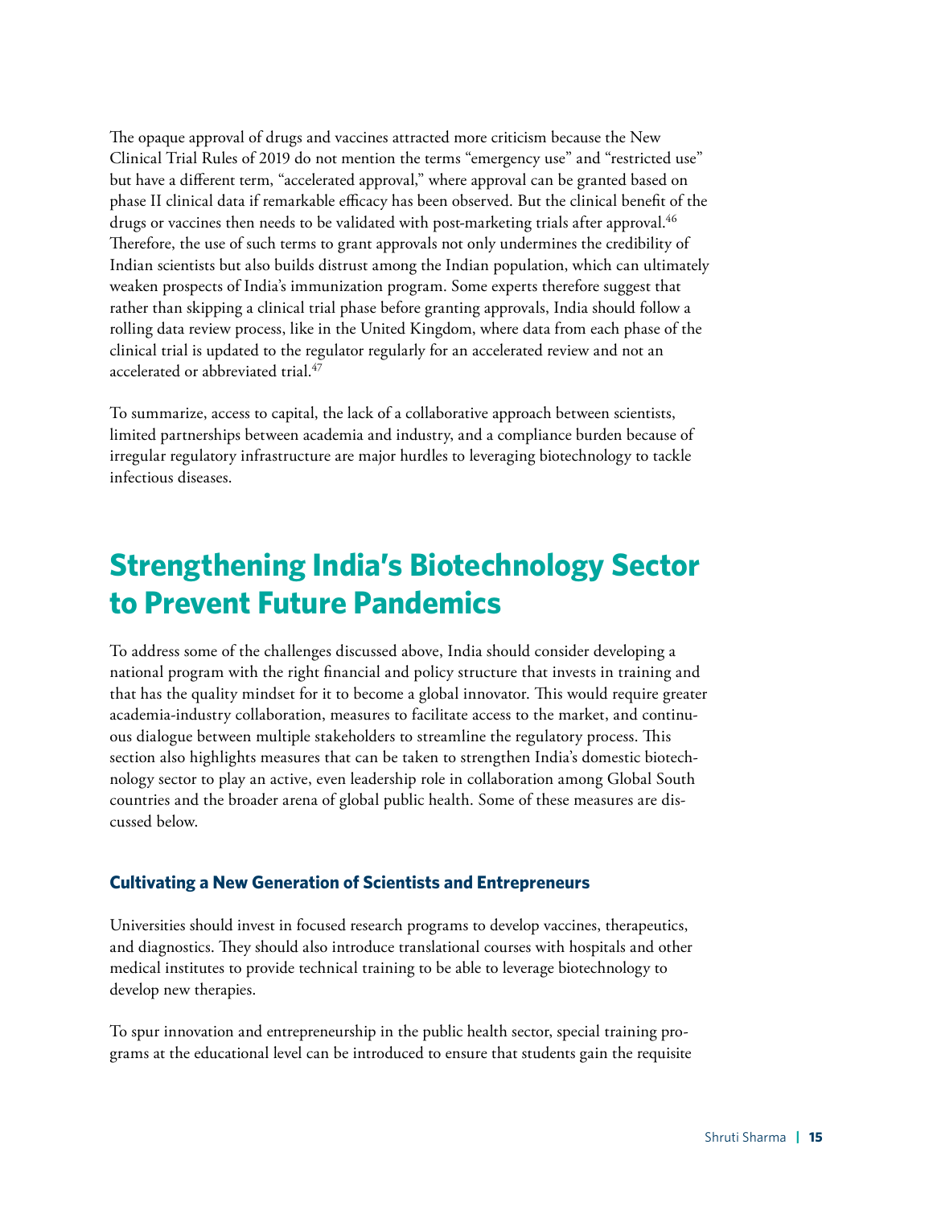The opaque approval of drugs and vaccines attracted more criticism because the New Clinical Trial Rules of 2019 do not mention the terms "emergency use" and "restricted use" but have a different term, "accelerated approval," where approval can be granted based on phase II clinical data if remarkable efficacy has been observed. But the clinical benefit of the drugs or vaccines then needs to be validated with post-marketing trials after approval.[46] Therefore, the use of such terms to grant approvals not only undermines the credibility of Indian scientists but also builds distrust among the Indian population, which can ultimately weaken prospects of India's immunization program. Some experts therefore suggest that rather than skipping a clinical trial phase before granting approvals, India should follow a rolling data review process, like in the United Kingdom, where data from each phase of the clinical trial is updated to the regulator regularly for an accelerated review and not an accelerated or abbreviated trial.[47]

To summarize, access to capital, the lack of a collaborative approach between scientists, limited partnerships between academia and industry, and a compliance burden because of irregular regulatory infrastructure are major hurdles to leveraging biotechnology to tackle infectious diseases.

# Strengthening India's Biotechnology Sector to Prevent Future Pandemics

To address some of the challenges discussed above, India should consider developing a national program with the right financial and policy structure that invests in training and that has the quality mindset for it to become a global innovator. This would require greater academia-industry collaboration, measures to facilitate access to the market, and continuous dialogue between multiple stakeholders to streamline the regulatory process. This section also highlights measures that can be taken to strengthen India's domestic biotechnology sector to play an active, even leadership role in collaboration among Global South countries and the broader arena of global public health. Some of these measures are discussed below.

### Cultivating a New Generation of Scientists and Entrepreneurs

Universities should invest in focused research programs to develop vaccines, therapeutics, and diagnostics. They should also introduce translational courses with hospitals and other medical institutes to provide technical training to be able to leverage biotechnology to develop new therapies.

To spur innovation and entrepreneurship in the public health sector, special training programs at the educational level can be introduced to ensure that students gain the requisite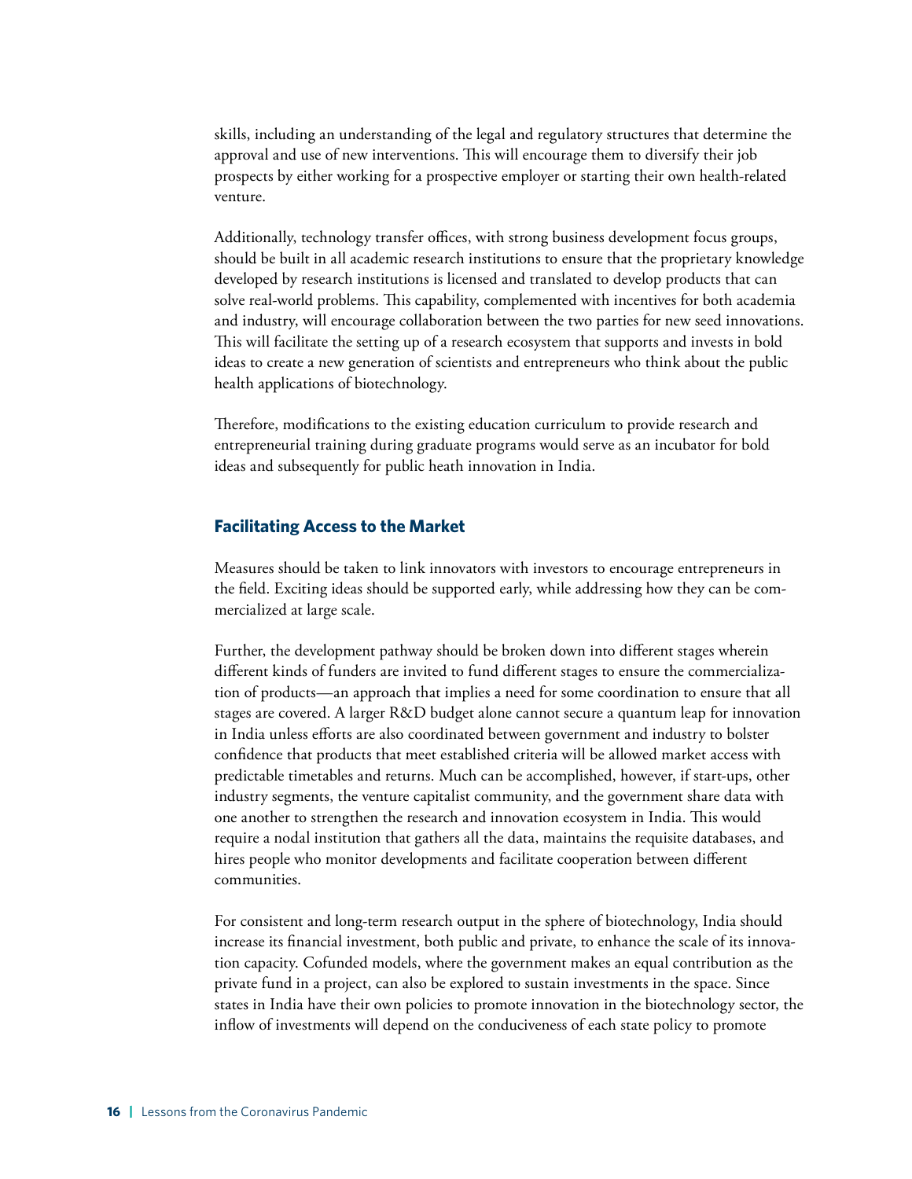skills, including an understanding of the legal and regulatory structures that determine the approval and use of new interventions. This will encourage them to diversify their job prospects by either working for a prospective employer or starting their own health-related venture.

Additionally, technology transfer offices, with strong business development focus groups, should be built in all academic research institutions to ensure that the proprietary knowledge developed by research institutions is licensed and translated to develop products that can solve real-world problems. This capability, complemented with incentives for both academia and industry, will encourage collaboration between the two parties for new seed innovations. This will facilitate the setting up of a research ecosystem that supports and invests in bold ideas to create a new generation of scientists and entrepreneurs who think about the public health applications of biotechnology.

Therefore, modifications to the existing education curriculum to provide research and entrepreneurial training during graduate programs would serve as an incubator for bold ideas and subsequently for public heath innovation in India.

## Facilitating Access to the Market

Measures should be taken to link innovators with investors to encourage entrepreneurs in the field. Exciting ideas should be supported early, while addressing how they can be commercialized at large scale.

Further, the development pathway should be broken down into different stages wherein different kinds of funders are invited to fund different stages to ensure the commercialization of products—an approach that implies a need for some coordination to ensure that all stages are covered. A larger R&D budget alone cannot secure a quantum leap for innovation in India unless efforts are also coordinated between government and industry to bolster confidence that products that meet established criteria will be allowed market access with predictable timetables and returns. Much can be accomplished, however, if start-ups, other industry segments, the venture capitalist community, and the government share data with one another to strengthen the research and innovation ecosystem in India. This would require a nodal institution that gathers all the data, maintains the requisite databases, and hires people who monitor developments and facilitate cooperation between different communities.

For consistent and long-term research output in the sphere of biotechnology, India should increase its financial investment, both public and private, to enhance the scale of its innovation capacity. Cofunded models, where the government makes an equal contribution as the private fund in a project, can also be explored to sustain investments in the space. Since states in India have their own policies to promote innovation in the biotechnology sector, the inflow of investments will depend on the conduciveness of each state policy to promote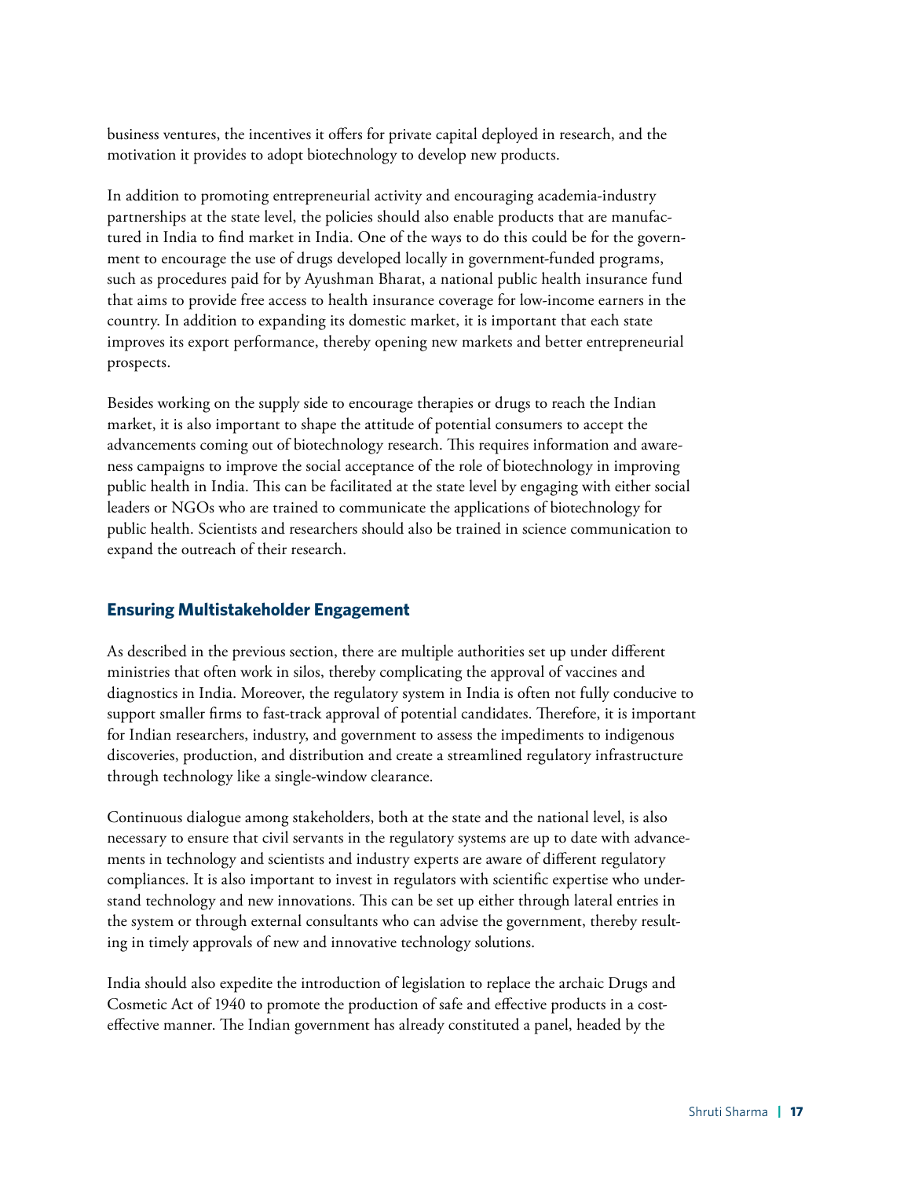business ventures, the incentives it offers for private capital deployed in research, and the motivation it provides to adopt biotechnology to develop new products.

In addition to promoting entrepreneurial activity and encouraging academia-industry partnerships at the state level, the policies should also enable products that are manufactured in India to find market in India. One of the ways to do this could be for the government to encourage the use of drugs developed locally in government-funded programs, such as procedures paid for by Ayushman Bharat, a national public health insurance fund that aims to provide free access to health insurance coverage for low-income earners in the country. In addition to expanding its domestic market, it is important that each state improves its export performance, thereby opening new markets and better entrepreneurial prospects.

Besides working on the supply side to encourage therapies or drugs to reach the Indian market, it is also important to shape the attitude of potential consumers to accept the advancements coming out of biotechnology research. This requires information and awareness campaigns to improve the social acceptance of the role of biotechnology in improving public health in India. This can be facilitated at the state level by engaging with either social leaders or NGOs who are trained to communicate the applications of biotechnology for public health. Scientists and researchers should also be trained in science communication to expand the outreach of their research.

### Ensuring Multistakeholder Engagement

As described in the previous section, there are multiple authorities set up under different ministries that often work in silos, thereby complicating the approval of vaccines and diagnostics in India. Moreover, the regulatory system in India is often not fully conducive to support smaller firms to fast-track approval of potential candidates. Therefore, it is important for Indian researchers, industry, and government to assess the impediments to indigenous discoveries, production, and distribution and create a streamlined regulatory infrastructure through technology like a single-window clearance.

Continuous dialogue among stakeholders, both at the state and the national level, is also necessary to ensure that civil servants in the regulatory systems are up to date with advancements in technology and scientists and industry experts are aware of different regulatory compliances. It is also important to invest in regulators with scientific expertise who understand technology and new innovations. This can be set up either through lateral entries in the system or through external consultants who can advise the government, thereby resulting in timely approvals of new and innovative technology solutions.

India should also expedite the introduction of legislation to replace the archaic Drugs and Cosmetic Act of 1940 to promote the production of safe and effective products in a cost-effective manner. The Indian government has already constituted a panel, headed by the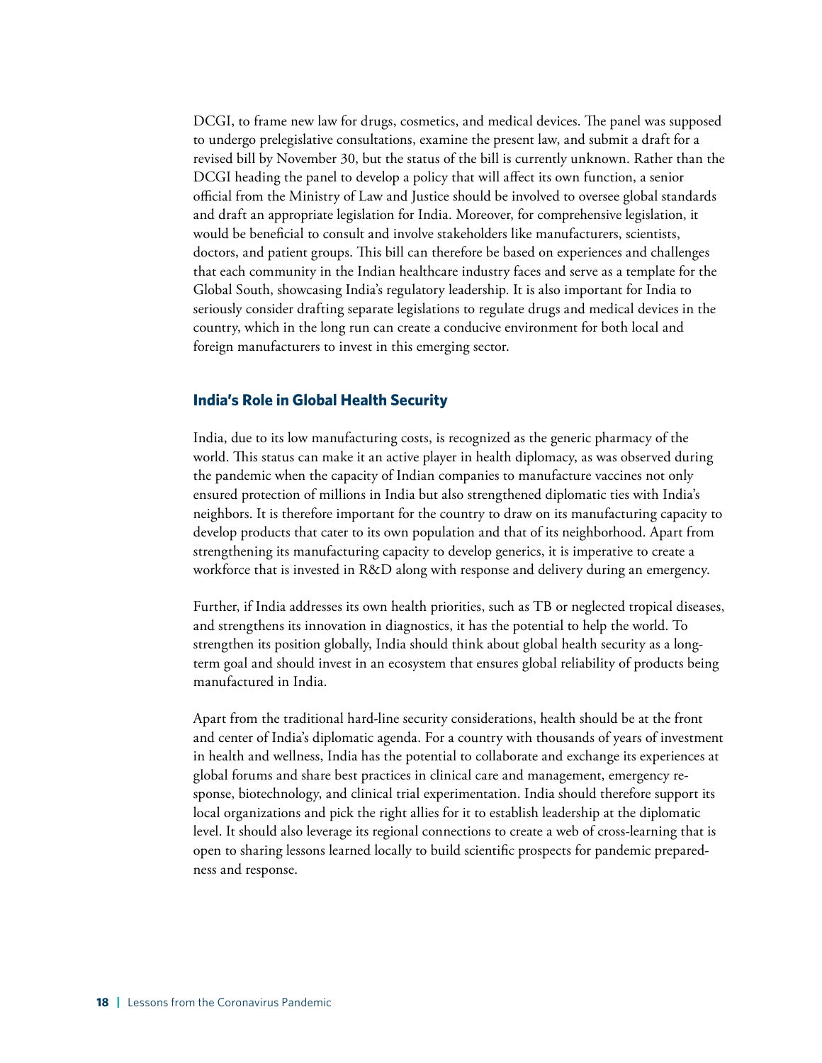DCGI, to frame new law for drugs, cosmetics, and medical devices. The panel was supposed to undergo prelegislative consultations, examine the present law, and submit a draft for a revised bill by November 30, but the status of the bill is currently unknown. Rather than the DCGI heading the panel to develop a policy that will affect its own function, a senior official from the Ministry of Law and Justice should be involved to oversee global standards and draft an appropriate legislation for India. Moreover, for comprehensive legislation, it would be beneficial to consult and involve stakeholders like manufacturers, scientists, doctors, and patient groups. This bill can therefore be based on experiences and challenges that each community in the Indian healthcare industry faces and serve as a template for the Global South, showcasing India's regulatory leadership. It is also important for India to seriously consider drafting separate legislations to regulate drugs and medical devices in the country, which in the long run can create a conducive environment for both local and foreign manufacturers to invest in this emerging sector.

### India's Role in Global Health Security

India, due to its low manufacturing costs, is recognized as the generic pharmacy of the world. This status can make it an active player in health diplomacy, as was observed during the pandemic when the capacity of Indian companies to manufacture vaccines not only ensured protection of millions in India but also strengthened diplomatic ties with India's neighbors. It is therefore important for the country to draw on its manufacturing capacity to develop products that cater to its own population and that of its neighborhood. Apart from strengthening its manufacturing capacity to develop generics, it is imperative to create a workforce that is invested in R&D along with response and delivery during an emergency.

Further, if India addresses its own health priorities, such as TB or neglected tropical diseases, and strengthens its innovation in diagnostics, it has the potential to help the world. To strengthen its position globally, India should think about global health security as a long-term goal and should invest in an ecosystem that ensures global reliability of products being manufactured in India.

Apart from the traditional hard-line security considerations, health should be at the front and center of India's diplomatic agenda. For a country with thousands of years of investment in health and wellness, India has the potential to collaborate and exchange its experiences at global forums and share best practices in clinical care and management, emergency response, biotechnology, and clinical trial experimentation. India should therefore support its local organizations and pick the right allies for it to establish leadership at the diplomatic level. It should also leverage its regional connections to create a web of cross-learning that is open to sharing lessons learned locally to build scientific prospects for pandemic preparedness and response.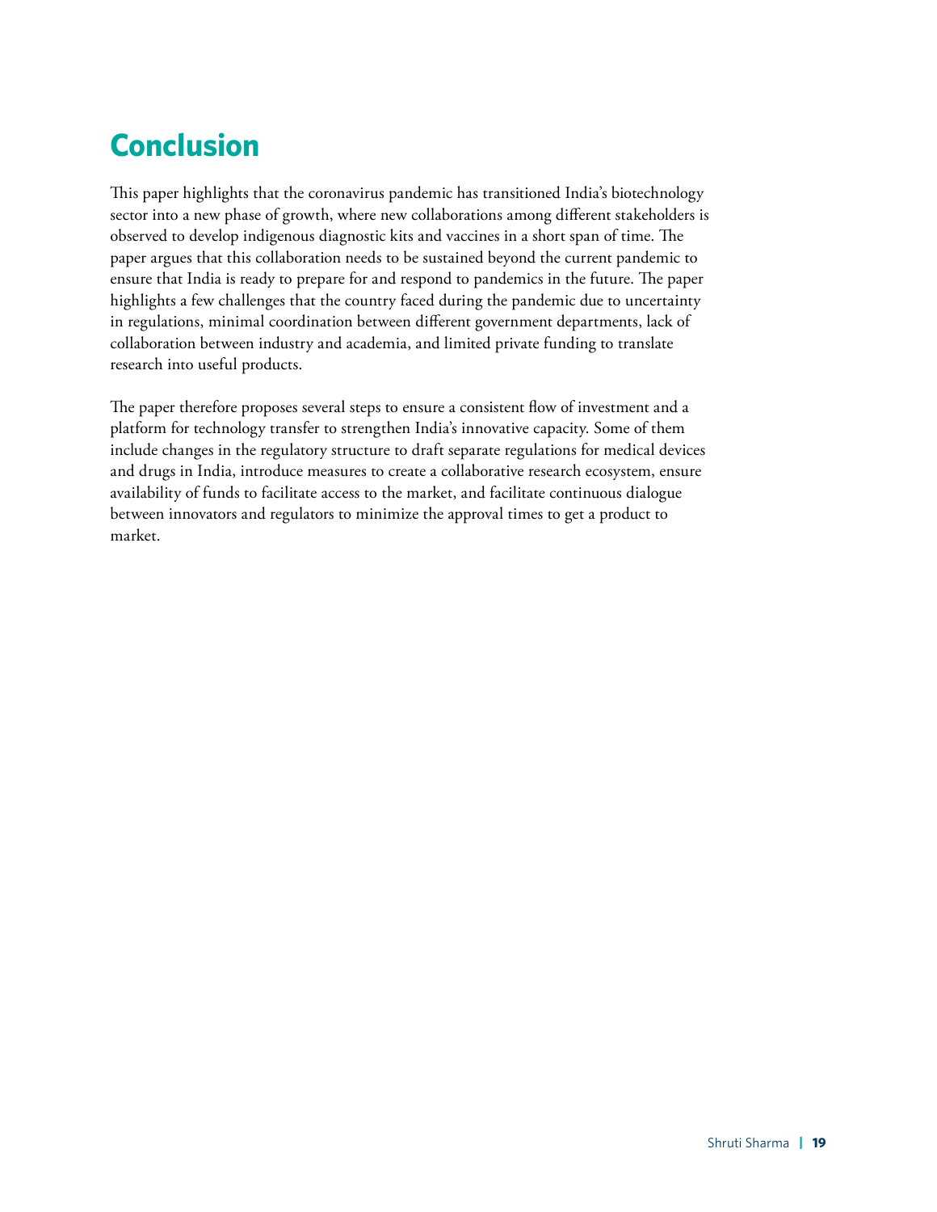# Conclusion

This paper highlights that the coronavirus pandemic has transitioned India's biotechnology sector into a new phase of growth, where new collaborations among different stakeholders is observed to develop indigenous diagnostic kits and vaccines in a short span of time. The paper argues that this collaboration needs to be sustained beyond the current pandemic to ensure that India is ready to prepare for and respond to pandemics in the future. The paper highlights a few challenges that the country faced during the pandemic due to uncertainty in regulations, minimal coordination between different government departments, lack of collaboration between industry and academia, and limited private funding to translate research into useful products.

The paper therefore proposes several steps to ensure a consistent flow of investment and a platform for technology transfer to strengthen India's innovative capacity. Some of them include changes in the regulatory structure to draft separate regulations for medical devices and drugs in India, introduce measures to create a collaborative research ecosystem, ensure availability of funds to facilitate access to the market, and facilitate continuous dialogue between innovators and regulators to minimize the approval times to get a product to market.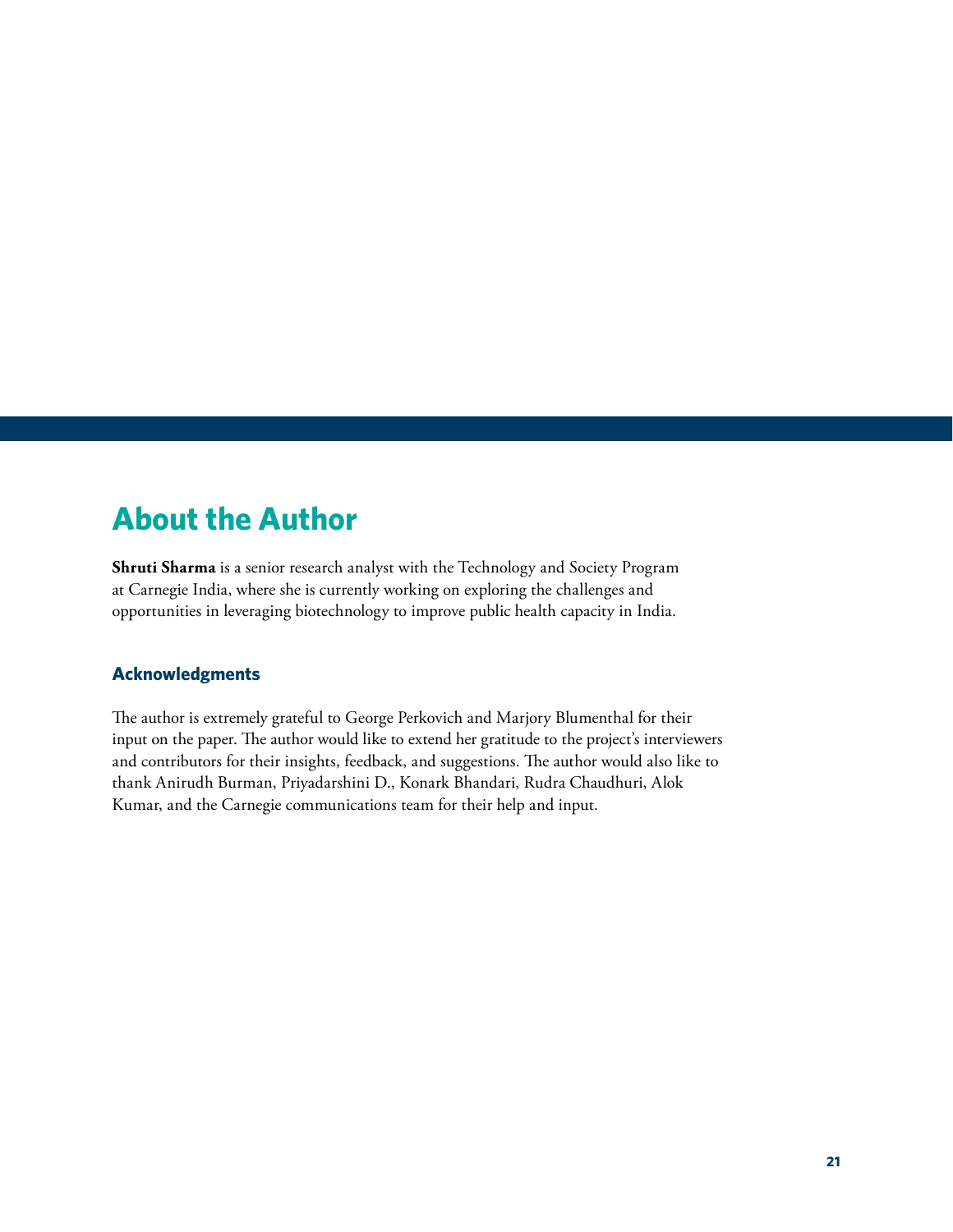## About the Author

**Shruti Sharma** is a senior research analyst with the Technology and Society Program at Carnegie India, where she is currently working on exploring the challenges and opportunities in leveraging biotechnology to improve public health capacity in India.

### Acknowledgments

The author is extremely grateful to George Perkovich and Marjory Blumenthal for their input on the paper. The author would like to extend her gratitude to the project's interviewers and contributors for their insights, feedback, and suggestions. The author would also like to thank Anirudh Burman, Priyadarshini D., Konark Bhandari, Rudra Chaudhuri, Alok Kumar, and the Carnegie communications team for their help and input.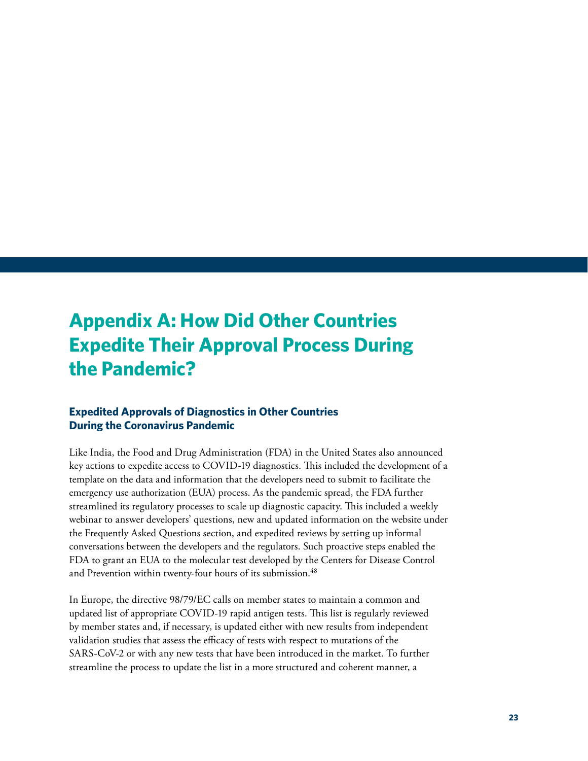# Appendix A: How Did Other Countries Expedite Their Approval Process During the Pandemic?

### Expedited Approvals of Diagnostics in Other Countries During the Coronavirus Pandemic

Like India, the Food and Drug Administration (FDA) in the United States also announced key actions to expedite access to COVID-19 diagnostics. This included the development of a template on the data and information that the developers need to submit to facilitate the emergency use authorization (EUA) process. As the pandemic spread, the FDA further streamlined its regulatory processes to scale up diagnostic capacity. This included a weekly webinar to answer developers' questions, new and updated information on the website under the Frequently Asked Questions section, and expedited reviews by setting up informal conversations between the developers and the regulators. Such proactive steps enabled the FDA to grant an EUA to the molecular test developed by the Centers for Disease Control and Prevention within twenty-four hours of its submission.[48]

In Europe, the directive 98/79/EC calls on member states to maintain a common and updated list of appropriate COVID-19 rapid antigen tests. This list is regularly reviewed by member states and, if necessary, is updated either with new results from independent validation studies that assess the efficacy of tests with respect to mutations of the SARS-CoV-2 or with any new tests that have been introduced in the market. To further streamline the process to update the list in a more structured and coherent manner, a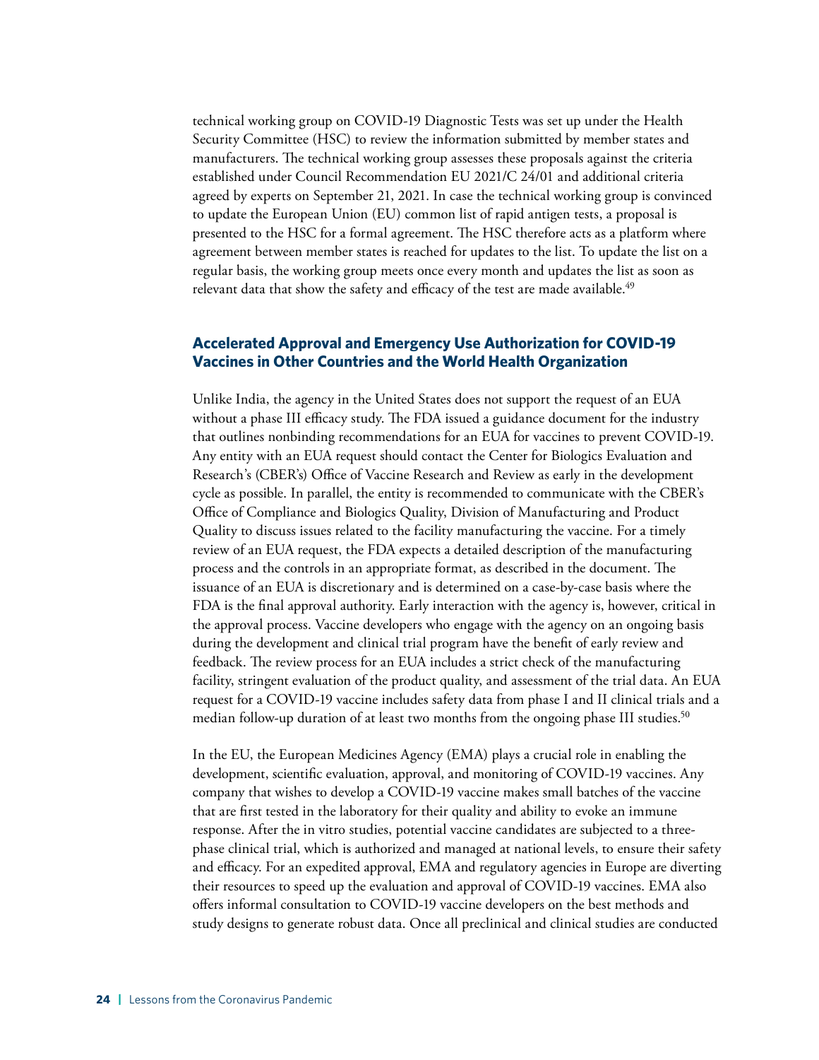technical working group on COVID-19 Diagnostic Tests was set up under the Health Security Committee (HSC) to review the information submitted by member states and manufacturers. The technical working group assesses these proposals against the criteria established under Council Recommendation EU 2021/C 24/01 and additional criteria agreed by experts on September 21, 2021. In case the technical working group is convinced to update the European Union (EU) common list of rapid antigen tests, a proposal is presented to the HSC for a formal agreement. The HSC therefore acts as a platform where agreement between member states is reached for updates to the list. To update the list on a regular basis, the working group meets once every month and updates the list as soon as relevant data that show the safety and efficacy of the test are made available.[49]

### Accelerated Approval and Emergency Use Authorization for COVID-19 Vaccines in Other Countries and the World Health Organization

Unlike India, the agency in the United States does not support the request of an EUA without a phase III efficacy study. The FDA issued a guidance document for the industry that outlines nonbinding recommendations for an EUA for vaccines to prevent COVID-19. Any entity with an EUA request should contact the Center for Biologics Evaluation and Research's (CBER's) Office of Vaccine Research and Review as early in the development cycle as possible. In parallel, the entity is recommended to communicate with the CBER's Office of Compliance and Biologics Quality, Division of Manufacturing and Product Quality to discuss issues related to the facility manufacturing the vaccine. For a timely review of an EUA request, the FDA expects a detailed description of the manufacturing process and the controls in an appropriate format, as described in the document. The issuance of an EUA is discretionary and is determined on a case-by-case basis where the FDA is the final approval authority. Early interaction with the agency is, however, critical in the approval process. Vaccine developers who engage with the agency on an ongoing basis during the development and clinical trial program have the benefit of early review and feedback. The review process for an EUA includes a strict check of the manufacturing facility, stringent evaluation of the product quality, and assessment of the trial data. An EUA request for a COVID-19 vaccine includes safety data from phase I and II clinical trials and a median follow-up duration of at least two months from the ongoing phase III studies.[50]

In the EU, the European Medicines Agency (EMA) plays a crucial role in enabling the development, scientific evaluation, approval, and monitoring of COVID-19 vaccines. Any company that wishes to develop a COVID-19 vaccine makes small batches of the vaccine that are first tested in the laboratory for their quality and ability to evoke an immune response. After the in vitro studies, potential vaccine candidates are subjected to a three-phase clinical trial, which is authorized and managed at national levels, to ensure their safety and efficacy. For an expedited approval, EMA and regulatory agencies in Europe are diverting their resources to speed up the evaluation and approval of COVID-19 vaccines. EMA also offers informal consultation to COVID-19 vaccine developers on the best methods and study designs to generate robust data. Once all preclinical and clinical studies are conducted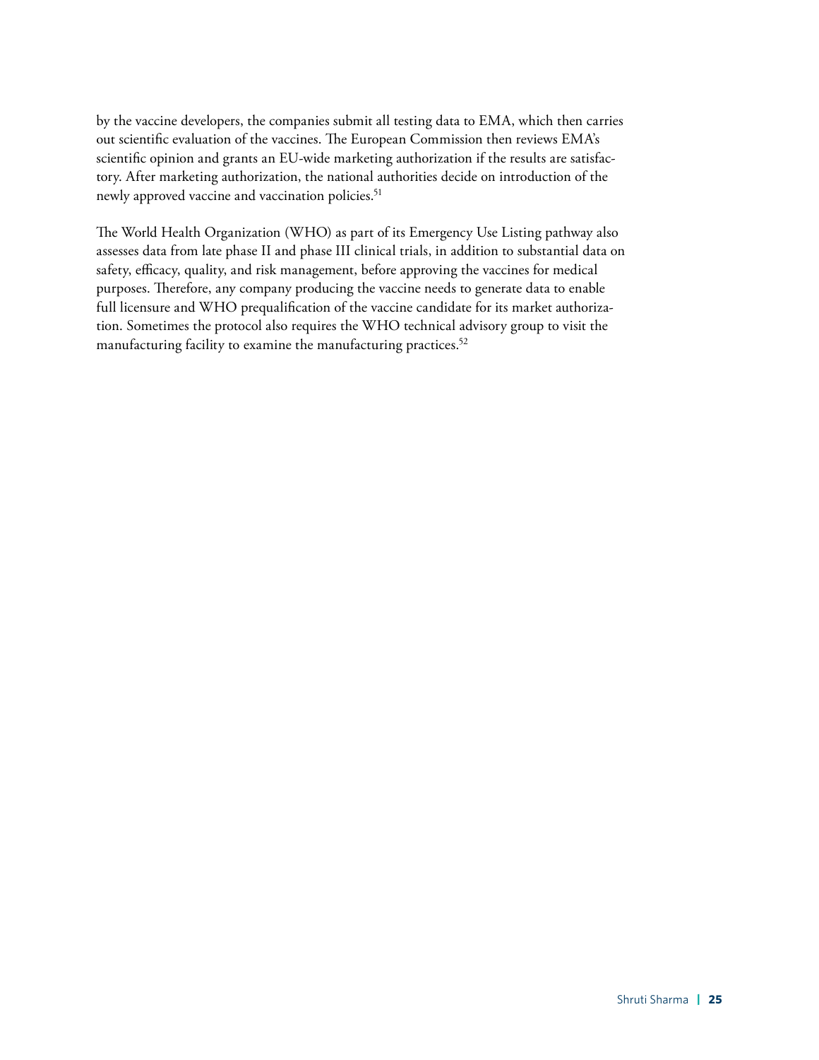by the vaccine developers, the companies submit all testing data to EMA, which then carries out scientific evaluation of the vaccines. The European Commission then reviews EMA's scientific opinion and grants an EU-wide marketing authorization if the results are satisfactory. After marketing authorization, the national authorities decide on introduction of the newly approved vaccine and vaccination policies.[51]

The World Health Organization (WHO) as part of its Emergency Use Listing pathway also assesses data from late phase II and phase III clinical trials, in addition to substantial data on safety, efficacy, quality, and risk management, before approving the vaccines for medical purposes. Therefore, any company producing the vaccine needs to generate data to enable full licensure and WHO prequalification of the vaccine candidate for its market authorization. Sometimes the protocol also requires the WHO technical advisory group to visit the manufacturing facility to examine the manufacturing practices.[52]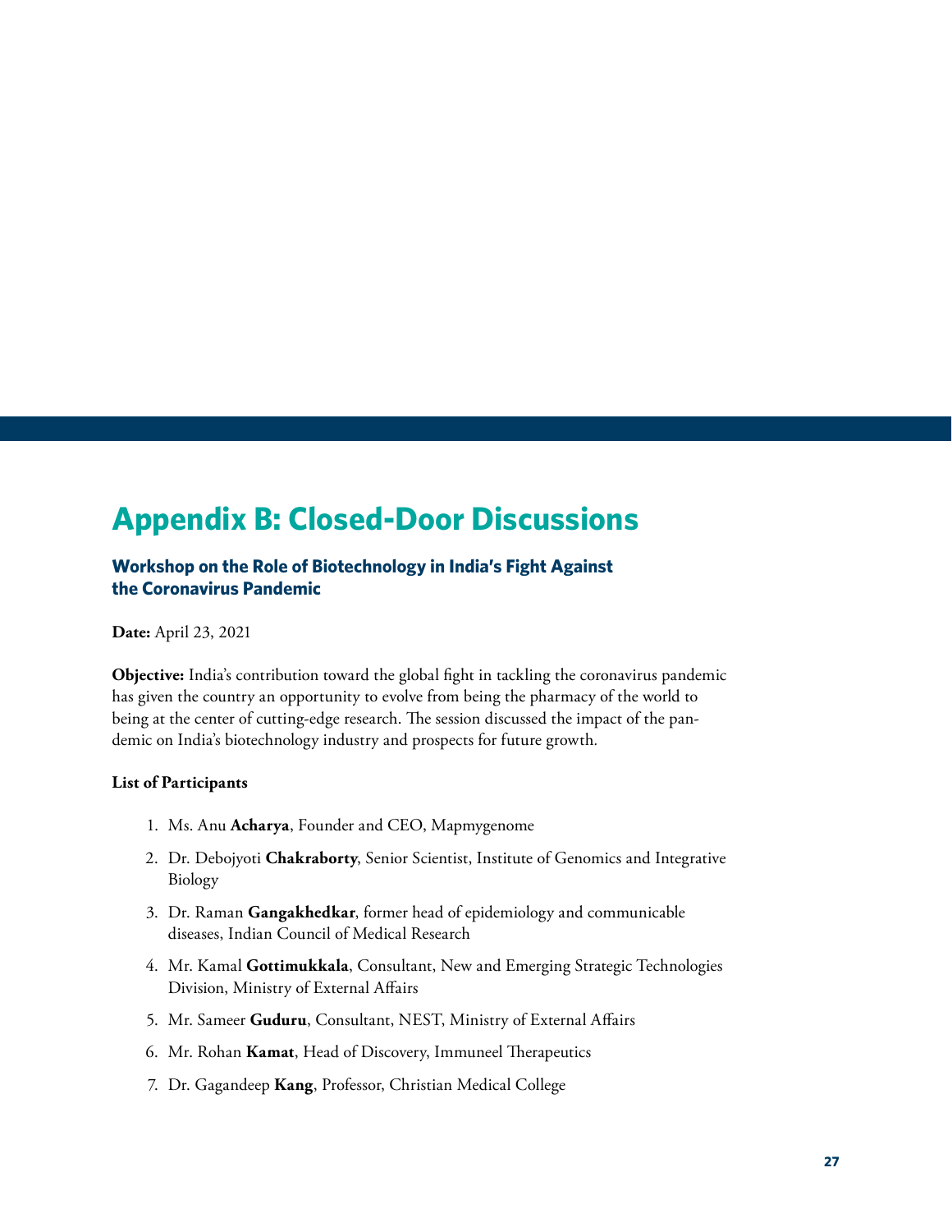# Appendix B: Closed-Door Discussions

### Workshop on the Role of Biotechnology in India's Fight Against the Coronavirus Pandemic

**Date:** April 23, 2021

**Objective:** India's contribution toward the global fight in tackling the coronavirus pandemic has given the country an opportunity to evolve from being the pharmacy of the world to being at the center of cutting-edge research. The session discussed the impact of the pandemic on India's biotechnology industry and prospects for future growth.

**List of Participants**

1. Ms. Anu **Acharya**, Founder and CEO, Mapmygenome
2. Dr. Debojyoti **Chakraborty**, Senior Scientist, Institute of Genomics and Integrative Biology
3. Dr. Raman **Gangakhedkar**, former head of epidemiology and communicable diseases, Indian Council of Medical Research
4. Mr. Kamal **Gottimukkala**, Consultant, New and Emerging Strategic Technologies Division, Ministry of External Affairs
5. Mr. Sameer **Guduru**, Consultant, NEST, Ministry of External Affairs
6. Mr. Rohan **Kamat**, Head of Discovery, Immuneel Therapeutics
7. Dr. Gagandeep **Kang**, Professor, Christian Medical College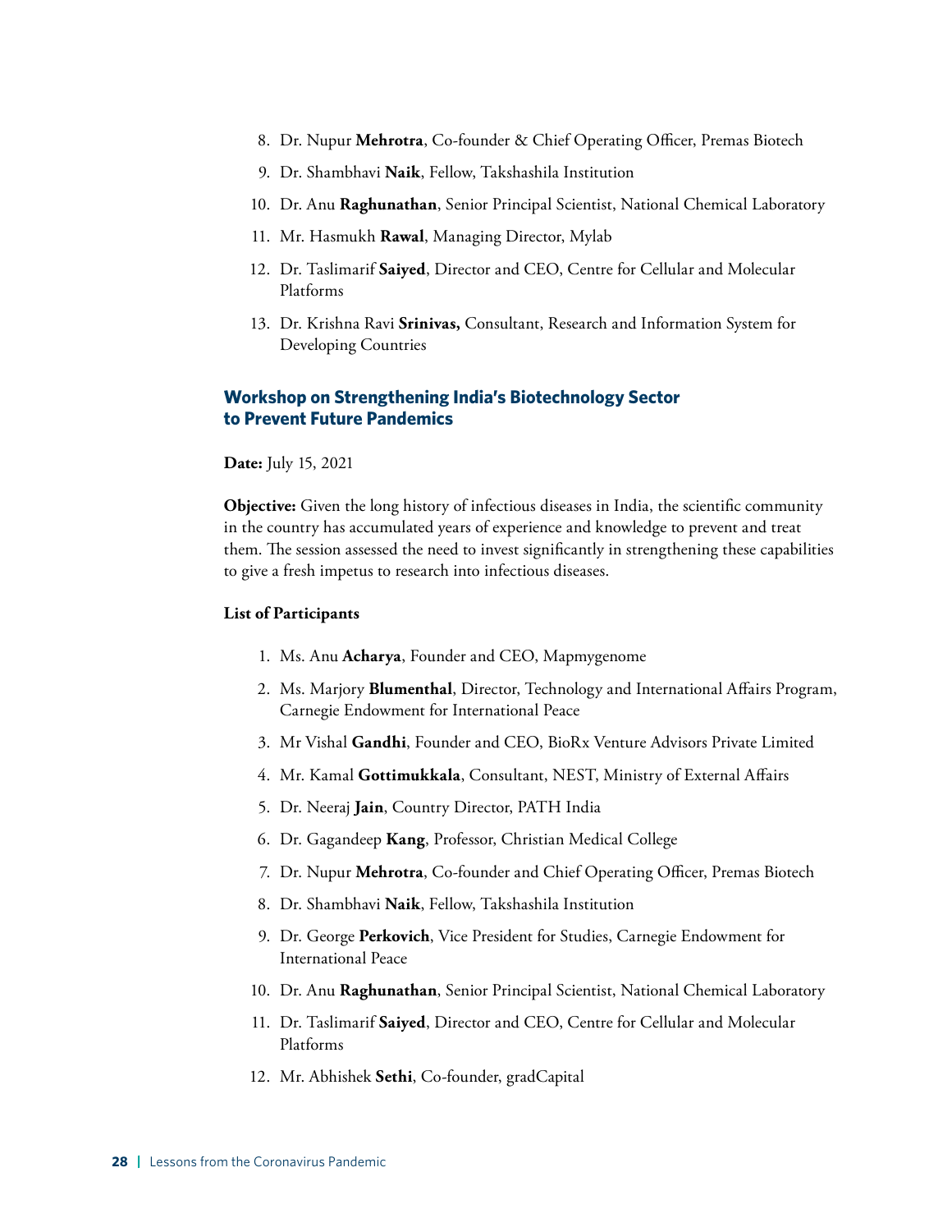8. Dr. Nupur **Mehrotra**, Co-founder & Chief Operating Officer, Premas Biotech
9. Dr. Shambhavi **Naik**, Fellow, Takshashila Institution
10. Dr. Anu **Raghunathan**, Senior Principal Scientist, National Chemical Laboratory
11. Mr. Hasmukh **Rawal**, Managing Director, Mylab
12. Dr. Taslimarif **Saiyed**, Director and CEO, Centre for Cellular and Molecular Platforms
13. Dr. Krishna Ravi **Srinivas,** Consultant, Research and Information System for Developing Countries

### Workshop on Strengthening India's Biotechnology Sector to Prevent Future Pandemics

**Date:** July 15, 2021

**Objective:** Given the long history of infectious diseases in India, the scientific community in the country has accumulated years of experience and knowledge to prevent and treat them. The session assessed the need to invest significantly in strengthening these capabilities to give a fresh impetus to research into infectious diseases.

**List of Participants**

1. Ms. Anu **Acharya**, Founder and CEO, Mapmygenome
2. Ms. Marjory **Blumenthal**, Director, Technology and International Affairs Program, Carnegie Endowment for International Peace
3. Mr Vishal **Gandhi**, Founder and CEO, BioRx Venture Advisors Private Limited
4. Mr. Kamal **Gottimukkala**, Consultant, NEST, Ministry of External Affairs
5. Dr. Neeraj **Jain**, Country Director, PATH India
6. Dr. Gagandeep **Kang**, Professor, Christian Medical College
7. Dr. Nupur **Mehrotra**, Co-founder and Chief Operating Officer, Premas Biotech
8. Dr. Shambhavi **Naik**, Fellow, Takshashila Institution
9. Dr. George **Perkovich**, Vice President for Studies, Carnegie Endowment for International Peace
10. Dr. Anu **Raghunathan**, Senior Principal Scientist, National Chemical Laboratory
11. Dr. Taslimarif **Saiyed**, Director and CEO, Centre for Cellular and Molecular Platforms
12. Mr. Abhishek **Sethi**, Co-founder, gradCapital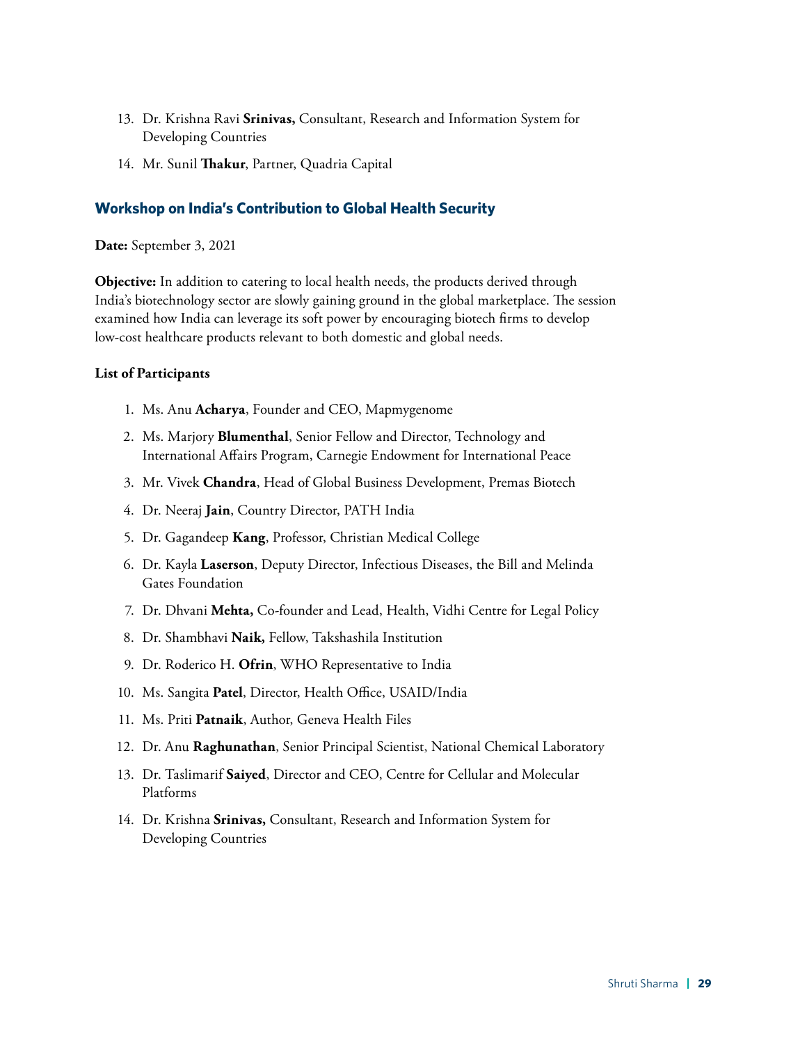13. Dr. Krishna Ravi **Srinivas,** Consultant, Research and Information System for Developing Countries
14. Mr. Sunil **Thakur**, Partner, Quadria Capital

### Workshop on India's Contribution to Global Health Security

**Date:** September 3, 2021

**Objective:** In addition to catering to local health needs, the products derived through India's biotechnology sector are slowly gaining ground in the global marketplace. The session examined how India can leverage its soft power by encouraging biotech firms to develop low-cost healthcare products relevant to both domestic and global needs.

**List of Participants**

1. Ms. Anu **Acharya**, Founder and CEO, Mapmygenome
2. Ms. Marjory **Blumenthal**, Senior Fellow and Director, Technology and International Affairs Program, Carnegie Endowment for International Peace
3. Mr. Vivek **Chandra**, Head of Global Business Development, Premas Biotech
4. Dr. Neeraj **Jain**, Country Director, PATH India
5. Dr. Gagandeep **Kang**, Professor, Christian Medical College
6. Dr. Kayla **Laserson**, Deputy Director, Infectious Diseases, the Bill and Melinda Gates Foundation
7. Dr. Dhvani **Mehta,** Co-founder and Lead, Health, Vidhi Centre for Legal Policy
8. Dr. Shambhavi **Naik,** Fellow, Takshashila Institution
9. Dr. Roderico H. **Ofrin**, WHO Representative to India
10. Ms. Sangita **Patel**, Director, Health Office, USAID/India
11. Ms. Priti **Patnaik**, Author, Geneva Health Files
12. Dr. Anu **Raghunathan**, Senior Principal Scientist, National Chemical Laboratory
13. Dr. Taslimarif **Saiyed**, Director and CEO, Centre for Cellular and Molecular Platforms
14. Dr. Krishna **Srinivas,** Consultant, Research and Information System for Developing Countries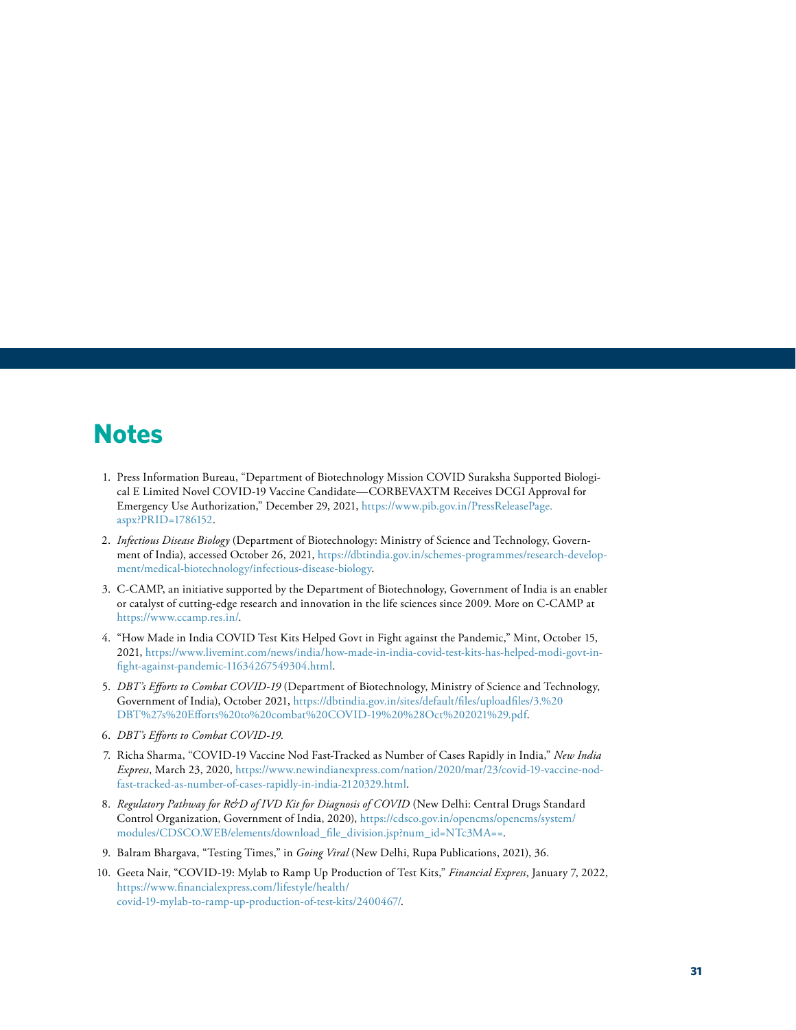## Notes

1. Press Information Bureau, "Department of Biotechnology Mission COVID Suraksha Supported Biological E Limited Novel COVID-19 Vaccine Candidate—CORBEVAXTM Receives DCGI Approval for Emergency Use Authorization," December 29, 2021, https://www.pib.gov.in/PressReleasePage.aspx?PRID=1786152.
2. *Infectious Disease Biology* (Department of Biotechnology: Ministry of Science and Technology, Government of India), accessed October 26, 2021, https://dbtindia.gov.in/schemes-programmes/research-development/medical-biotechnology/infectious-disease-biology.
3. C-CAMP, an initiative supported by the Department of Biotechnology, Government of India is an enabler or catalyst of cutting-edge research and innovation in the life sciences since 2009. More on C-CAMP at https://www.ccamp.res.in/.
4. "How Made in India COVID Test Kits Helped Govt in Fight against the Pandemic," Mint, October 15, 2021, https://www.livemint.com/news/india/how-made-in-india-covid-test-kits-has-helped-modi-govt-in-fight-against-pandemic-11634267549304.html.
5. *DBT's Efforts to Combat COVID-19* (Department of Biotechnology, Ministry of Science and Technology, Government of India), October 2021, https://dbtindia.gov.in/sites/default/files/uploadfiles/3.%20DBT%27s%20Efforts%20to%20combat%20COVID-19%20%28Oct%202021%29.pdf.
6. *DBT's Efforts to Combat COVID-19.*
7. Richa Sharma, "COVID-19 Vaccine Nod Fast-Tracked as Number of Cases Rapidly in India," *New India Express*, March 23, 2020, https://www.newindianexpress.com/nation/2020/mar/23/covid-19-vaccine-nod-fast-tracked-as-number-of-cases-rapidly-in-india-2120329.html.
8. *Regulatory Pathway for R&D of IVD Kit for Diagnosis of COVID* (New Delhi: Central Drugs Standard Control Organization, Government of India, 2020), https://cdsco.gov.in/opencms/opencms/system/modules/CDSCO.WEB/elements/download_file_division.jsp?num_id=NTc3MA==.
9. Balram Bhargava, "Testing Times," in *Going Viral* (New Delhi, Rupa Publications, 2021), 36.
10. Geeta Nair, "COVID-19: Mylab to Ramp Up Production of Test Kits," *Financial Express*, January 7, 2022, https://www.financialexpress.com/lifestyle/health/covid-19-mylab-to-ramp-up-production-of-test-kits/2400467/.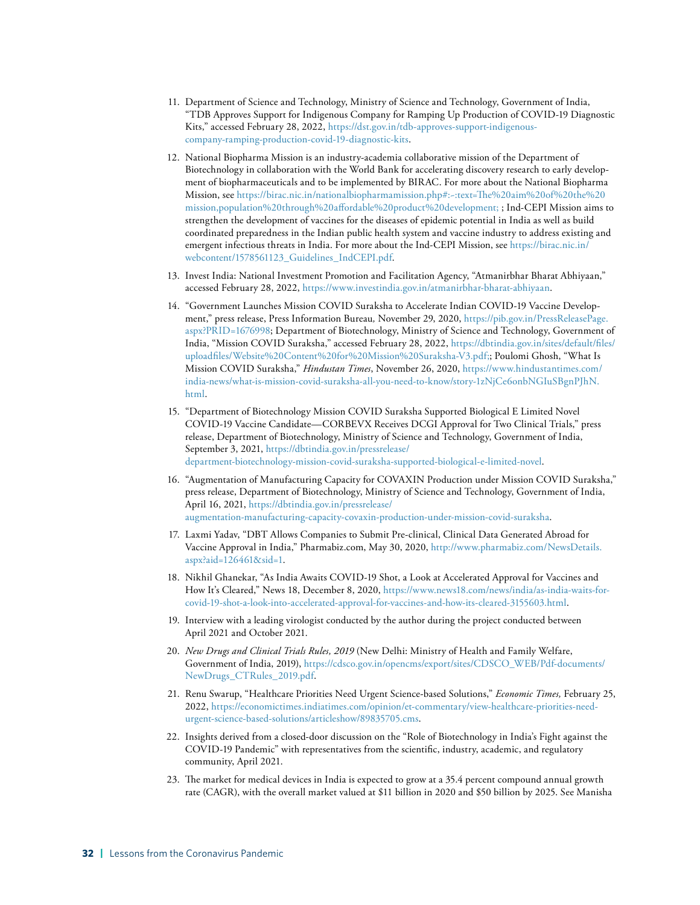11. Department of Science and Technology, Ministry of Science and Technology, Government of India, "TDB Approves Support for Indigenous Company for Ramping Up Production of COVID-19 Diagnostic Kits," accessed February 28, 2022, https://dst.gov.in/tdb-approves-support-indigenous-company-ramping-production-covid-19-diagnostic-kits.

12. National Biopharma Mission is an industry-academia collaborative mission of the Department of Biotechnology in collaboration with the World Bank for accelerating discovery research to early development of biopharmaceuticals and to be implemented by BIRAC. For more about the National Biopharma Mission, see https://birac.nic.in/nationalbiopharmamission.php#:~:text=The%20aim%20of%20the%20mission,population%20through%20affordable%20product%20development; ; Ind-CEPI Mission aims to strengthen the development of vaccines for the diseases of epidemic potential in India as well as build coordinated preparedness in the Indian public health system and vaccine industry to address existing and emergent infectious threats in India. For more about the Ind-CEPI Mission, see https://birac.nic.in/webcontent/1578561123_Guidelines_IndCEPI.pdf.

13. Invest India: National Investment Promotion and Facilitation Agency, "Atmanirbhar Bharat Abhiyaan," accessed February 28, 2022, https://www.investindia.gov.in/atmanirbhar-bharat-abhiyaan.

14. "Government Launches Mission COVID Suraksha to Accelerate Indian COVID-19 Vaccine Development," press release, Press Information Bureau, November 29, 2020, https://pib.gov.in/PressReleasePage.aspx?PRID=1676998; Department of Biotechnology, Ministry of Science and Technology, Government of India, "Mission COVID Suraksha," accessed February 28, 2022, https://dbtindia.gov.in/sites/default/files/uploadfiles/Website%20Content%20for%20Mission%20Suraksha-V3.pdf;; Poulomi Ghosh, "What Is Mission COVID Suraksha," *Hindustan Times*, November 26, 2020, https://www.hindustantimes.com/india-news/what-is-mission-covid-suraksha-all-you-need-to-know/story-1zNjCe6onbNGIuSBgnPJhN.html.

15. "Department of Biotechnology Mission COVID Suraksha Supported Biological E Limited Novel COVID-19 Vaccine Candidate—CORBEVX Receives DCGI Approval for Two Clinical Trials," press release, Department of Biotechnology, Ministry of Science and Technology, Government of India, September 3, 2021, https://dbtindia.gov.in/pressrelease/department-biotechnology-mission-covid-suraksha-supported-biological-e-limited-novel.

16. "Augmentation of Manufacturing Capacity for COVAXIN Production under Mission COVID Suraksha," press release, Department of Biotechnology, Ministry of Science and Technology, Government of India, April 16, 2021, https://dbtindia.gov.in/pressrelease/augmentation-manufacturing-capacity-covaxin-production-under-mission-covid-suraksha.

17. Laxmi Yadav, "DBT Allows Companies to Submit Pre-clinical, Clinical Data Generated Abroad for Vaccine Approval in India," Pharmabiz.com, May 30, 2020, http://www.pharmabiz.com/NewsDetails.aspx?aid=126461&sid=1.

18. Nikhil Ghanekar, "As India Awaits COVID-19 Shot, a Look at Accelerated Approval for Vaccines and How It's Cleared," News 18, December 8, 2020, https://www.news18.com/news/india/as-india-waits-for-covid-19-shot-a-look-into-accelerated-approval-for-vaccines-and-how-its-cleared-3155603.html.

19. Interview with a leading virologist conducted by the author during the project conducted between April 2021 and October 2021.

20. *New Drugs and Clinical Trials Rules, 2019* (New Delhi: Ministry of Health and Family Welfare, Government of India, 2019), https://cdsco.gov.in/opencms/export/sites/CDSCO_WEB/Pdf-documents/NewDrugs_CTRules_2019.pdf.

21. Renu Swarup, "Healthcare Priorities Need Urgent Science-based Solutions," *Economic Times,* February 25, 2022, https://economictimes.indiatimes.com/opinion/et-commentary/view-healthcare-priorities-need-urgent-science-based-solutions/articleshow/89835705.cms.

22. Insights derived from a closed-door discussion on the "Role of Biotechnology in India's Fight against the COVID-19 Pandemic" with representatives from the scientific, industry, academic, and regulatory community, April 2021.

23. The market for medical devices in India is expected to grow at a 35.4 percent compound annual growth rate (CAGR), with the overall market valued at $11 billion in 2020 and $50 billion by 2025. See Manisha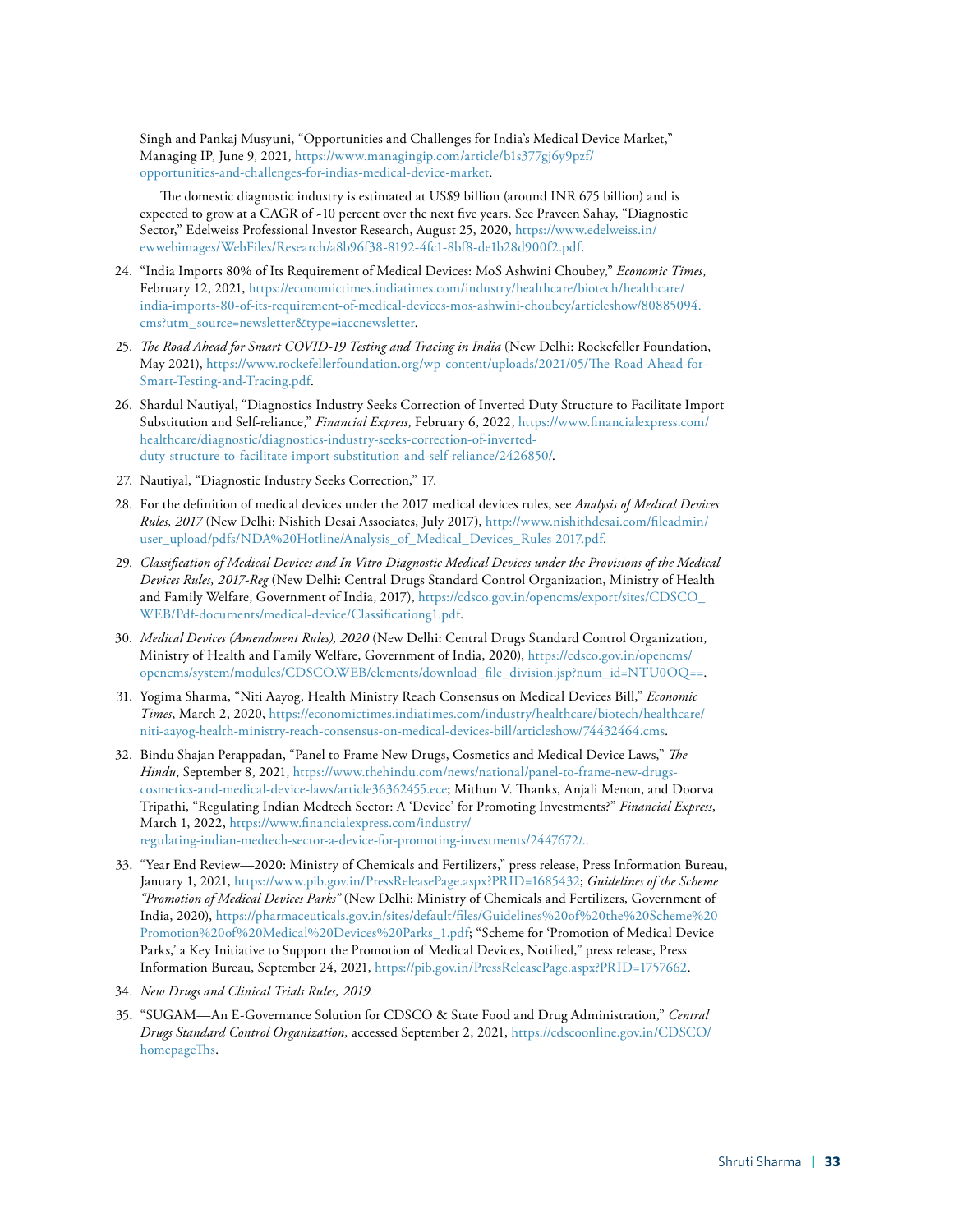Singh and Pankaj Musyuni, "Opportunities and Challenges for India's Medical Device Market," Managing IP, June 9, 2021, https://www.managingip.com/article/b1s377gj6y9pzf/opportunities-and-challenges-for-indias-medical-device-market.

The domestic diagnostic industry is estimated at US$9 billion (around INR 675 billion) and is expected to grow at a CAGR of ~10 percent over the next five years. See Praveen Sahay, "Diagnostic Sector," Edelweiss Professional Investor Research, August 25, 2020, https://www.edelweiss.in/ewwebimages/WebFiles/Research/a8b96f38-8192-4fc1-8bf8-de1b28d900f2.pdf.

24. "India Imports 80% of Its Requirement of Medical Devices: MoS Ashwini Choubey," *Economic Times*, February 12, 2021, https://economictimes.indiatimes.com/industry/healthcare/biotech/healthcare/india-imports-80-of-its-requirement-of-medical-devices-mos-ashwini-choubey/articleshow/80885094.cms?utm_source=newsletter&type=iaccnewsletter.
25. *The Road Ahead for Smart COVID-19 Testing and Tracing in India* (New Delhi: Rockefeller Foundation, May 2021), https://www.rockefellerfoundation.org/wp-content/uploads/2021/05/The-Road-Ahead-for-Smart-Testing-and-Tracing.pdf.
26. Shardul Nautiyal, "Diagnostics Industry Seeks Correction of Inverted Duty Structure to Facilitate Import Substitution and Self-reliance," *Financial Express*, February 6, 2022, https://www.financialexpress.com/healthcare/diagnostic/diagnostics-industry-seeks-correction-of-inverted-duty-structure-to-facilitate-import-substitution-and-self-reliance/2426850/.
27. Nautiyal, "Diagnostic Industry Seeks Correction," 17.
28. For the definition of medical devices under the 2017 medical devices rules, see *Analysis of Medical Devices Rules, 2017* (New Delhi: Nishith Desai Associates, July 2017), http://www.nishithdesai.com/fileadmin/user_upload/pdfs/NDA%20Hotline/Analysis_of_Medical_Devices_Rules-2017.pdf.
29. *Classification of Medical Devices and In Vitro Diagnostic Medical Devices under the Provisions of the Medical Devices Rules, 2017-Reg* (New Delhi: Central Drugs Standard Control Organization, Ministry of Health and Family Welfare, Government of India, 2017), https://cdsco.gov.in/opencms/export/sites/CDSCO_WEB/Pdf-documents/medical-device/Classificationg1.pdf.
30. *Medical Devices (Amendment Rules), 2020* (New Delhi: Central Drugs Standard Control Organization, Ministry of Health and Family Welfare, Government of India, 2020), https://cdsco.gov.in/opencms/opencms/system/modules/CDSCO.WEB/elements/download_file_division.jsp?num_id=NTU0OQ==.
31. Yogima Sharma, "Niti Aayog, Health Ministry Reach Consensus on Medical Devices Bill," *Economic Times*, March 2, 2020, https://economictimes.indiatimes.com/industry/healthcare/biotech/healthcare/niti-aayog-health-ministry-reach-consensus-on-medical-devices-bill/articleshow/74432464.cms.
32. Bindu Shajan Perappadan, "Panel to Frame New Drugs, Cosmetics and Medical Device Laws," *The Hindu*, September 8, 2021, https://www.thehindu.com/news/national/panel-to-frame-new-drugs-cosmetics-and-medical-device-laws/article36362455.ece; Mithun V. Thanks, Anjali Menon, and Doorva Tripathi, "Regulating Indian Medtech Sector: A 'Device' for Promoting Investments?" *Financial Express*, March 1, 2022, https://www.financialexpress.com/industry/regulating-indian-medtech-sector-a-device-for-promoting-investments/2447672/..
33. "Year End Review—2020: Ministry of Chemicals and Fertilizers," press release, Press Information Bureau, January 1, 2021, https://www.pib.gov.in/PressReleasePage.aspx?PRID=1685432; *Guidelines of the Scheme "Promotion of Medical Devices Parks"* (New Delhi: Ministry of Chemicals and Fertilizers, Government of India, 2020), https://pharmaceuticals.gov.in/sites/default/files/Guidelines%20of%20the%20Scheme%20Promotion%20of%20Medical%20Devices%20Parks_1.pdf; "Scheme for 'Promotion of Medical Device Parks,' a Key Initiative to Support the Promotion of Medical Devices, Notified," press release, Press Information Bureau, September 24, 2021, https://pib.gov.in/PressReleasePage.aspx?PRID=1757662.
34. *New Drugs and Clinical Trials Rules, 2019.*
35. "SUGAM—An E-Governance Solution for CDSCO & State Food and Drug Administration," *Central Drugs Standard Control Organization,* accessed September 2, 2021, https://cdscoonline.gov.in/CDSCO/homepageThs.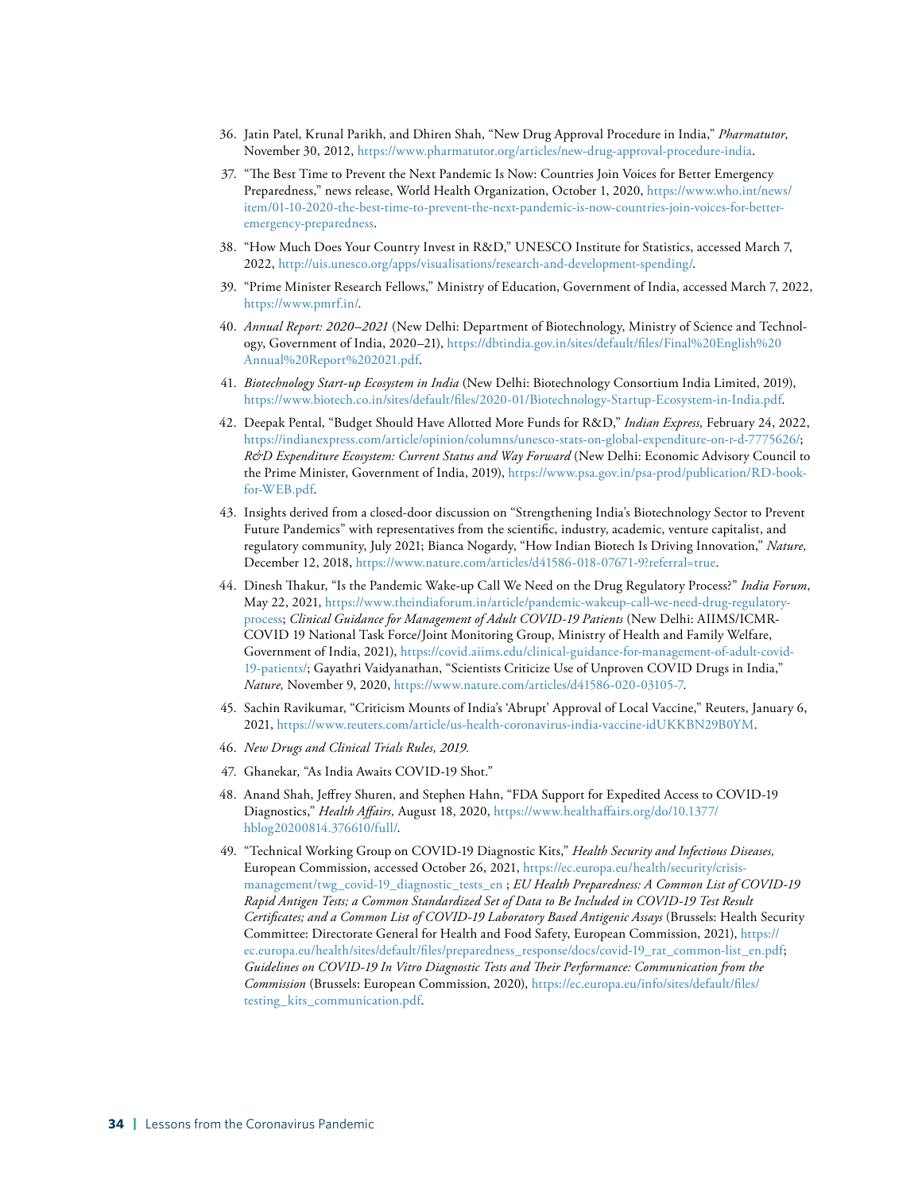36. Jatin Patel, Krunal Parikh, and Dhiren Shah, "New Drug Approval Procedure in India," *Pharmatutor*, November 30, 2012, https://www.pharmatutor.org/articles/new-drug-approval-procedure-india.
37. "The Best Time to Prevent the Next Pandemic Is Now: Countries Join Voices for Better Emergency Preparedness," news release, World Health Organization, October 1, 2020, https://www.who.int/news/item/01-10-2020-the-best-time-to-prevent-the-next-pandemic-is-now-countries-join-voices-for-better-emergency-preparedness.
38. "How Much Does Your Country Invest in R&D," UNESCO Institute for Statistics, accessed March 7, 2022, http://uis.unesco.org/apps/visualisations/research-and-development-spending/.
39. "Prime Minister Research Fellows," Ministry of Education, Government of India, accessed March 7, 2022, https://www.pmrf.in/.
40. *Annual Report: 2020–2021* (New Delhi: Department of Biotechnology, Ministry of Science and Technology, Government of India, 2020–21), https://dbtindia.gov.in/sites/default/files/Final%20English%20Annual%20Report%202021.pdf.
41. *Biotechnology Start-up Ecosystem in India* (New Delhi: Biotechnology Consortium India Limited, 2019), https://www.biotech.co.in/sites/default/files/2020-01/Biotechnology-Startup-Ecosystem-in-India.pdf.
42. Deepak Pental, "Budget Should Have Allotted More Funds for R&D," *Indian Express,* February 24, 2022, https://indianexpress.com/article/opinion/columns/unesco-stats-on-global-expenditure-on-r-d-7775626/; *R&D Expenditure Ecosystem: Current Status and Way Forward* (New Delhi: Economic Advisory Council to the Prime Minister, Government of India, 2019), https://www.psa.gov.in/psa-prod/publication/RD-book-for-WEB.pdf.
43. Insights derived from a closed-door discussion on "Strengthening India's Biotechnology Sector to Prevent Future Pandemics" with representatives from the scientific, industry, academic, venture capitalist, and regulatory community, July 2021; Bianca Nogardy, "How Indian Biotech Is Driving Innovation," *Nature,* December 12, 2018, https://www.nature.com/articles/d41586-018-07671-9?referral=true.
44. Dinesh Thakur, "Is the Pandemic Wake-up Call We Need on the Drug Regulatory Process?" *India Forum*, May 22, 2021, https://www.theindiaforum.in/article/pandemic-wakeup-call-we-need-drug-regulatory-process; *Clinical Guidance for Management of Adult COVID-19 Patients* (New Delhi: AIIMS/ICMR-COVID 19 National Task Force/Joint Monitoring Group, Ministry of Health and Family Welfare, Government of India, 2021), https://covid.aiims.edu/clinical-guidance-for-management-of-adult-covid-19-patients/; Gayathri Vaidyanathan, "Scientists Criticize Use of Unproven COVID Drugs in India," *Nature,* November 9, 2020, https://www.nature.com/articles/d41586-020-03105-7.
45. Sachin Ravikumar, "Criticism Mounts of India's 'Abrupt' Approval of Local Vaccine," Reuters, January 6, 2021, https://www.reuters.com/article/us-health-coronavirus-india-vaccine-idUKKBN29B0YM.
46. *New Drugs and Clinical Trials Rules, 2019.*
47. Ghanekar, "As India Awaits COVID-19 Shot."
48. Anand Shah, Jeffrey Shuren, and Stephen Hahn, "FDA Support for Expedited Access to COVID-19 Diagnostics," *Health Affairs,* August 18, 2020, https://www.healthaffairs.org/do/10.1377/hblog20200814.376610/full/.
49. "Technical Working Group on COVID-19 Diagnostic Kits," *Health Security and Infectious Diseases,* European Commission, accessed October 26, 2021, https://ec.europa.eu/health/security/crisis-management/twg_covid-19_diagnostic_tests_en ; *EU Health Preparedness: A Common List of COVID-19 Rapid Antigen Tests; a Common Standardized Set of Data to Be Included in COVID-19 Test Result Certificates; and a Common List of COVID-19 Laboratory Based Antigenic Assays* (Brussels: Health Security Committee: Directorate General for Health and Food Safety, European Commission, 2021), https://ec.europa.eu/health/sites/default/files/preparedness_response/docs/covid-19_rat_common-list_en.pdf; *Guidelines on COVID-19 In Vitro Diagnostic Tests and Their Performance: Communication from the Commission* (Brussels: European Commission, 2020), https://ec.europa.eu/info/sites/default/files/testing_kits_communication.pdf.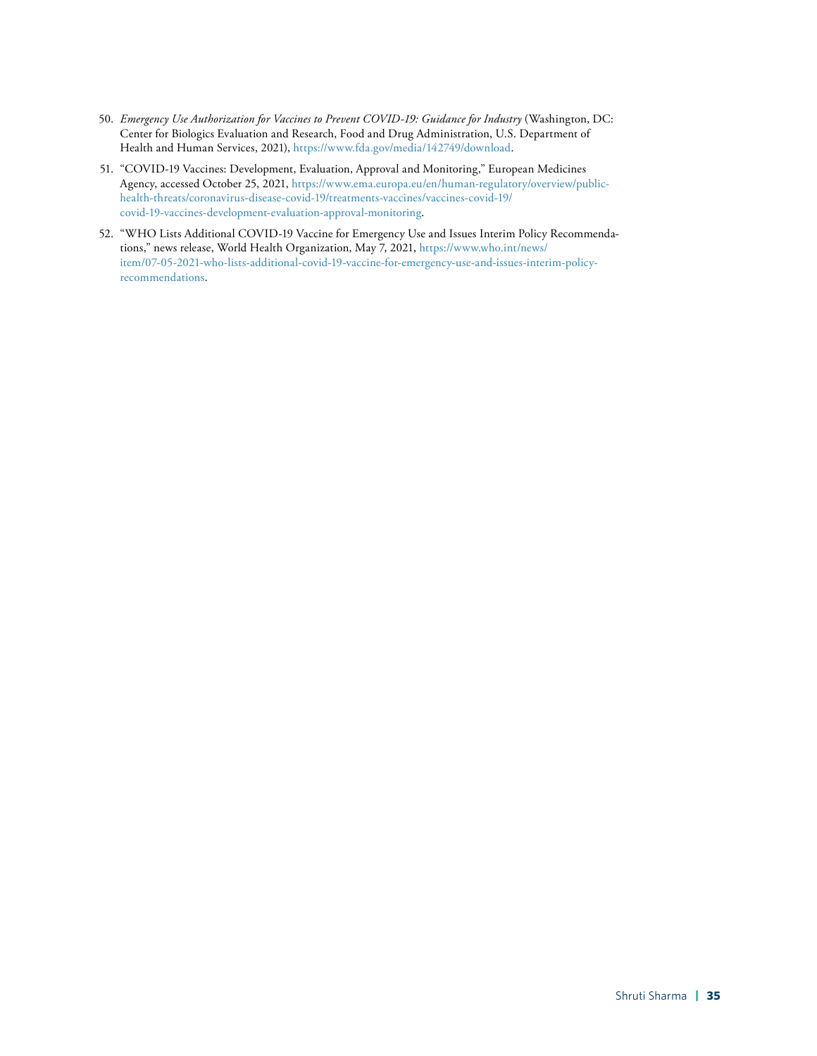50. *Emergency Use Authorization for Vaccines to Prevent COVID-19: Guidance for Industry* (Washington, DC: Center for Biologics Evaluation and Research, Food and Drug Administration, U.S. Department of Health and Human Services, 2021), https://www.fda.gov/media/142749/download.

51. "COVID-19 Vaccines: Development, Evaluation, Approval and Monitoring," European Medicines Agency, accessed October 25, 2021, https://www.ema.europa.eu/en/human-regulatory/overview/public-health-threats/coronavirus-disease-covid-19/treatments-vaccines/vaccines-covid-19/covid-19-vaccines-development-evaluation-approval-monitoring.

52. "WHO Lists Additional COVID-19 Vaccine for Emergency Use and Issues Interim Policy Recommendations," news release, World Health Organization, May 7, 2021, https://www.who.int/news/item/07-05-2021-who-lists-additional-covid-19-vaccine-for-emergency-use-and-issues-interim-policy-recommendations.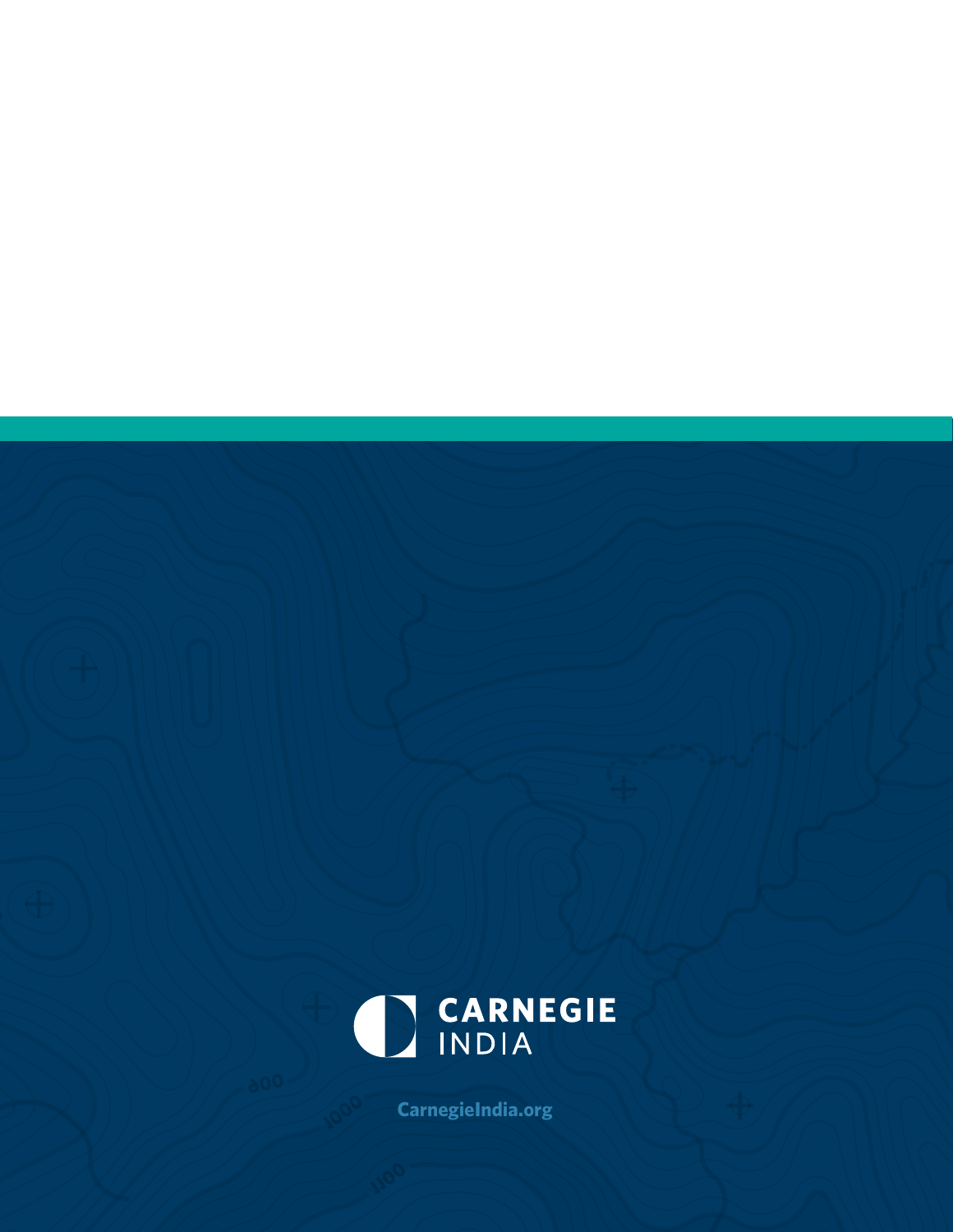CARNEGIE INDIA

CarnegieIndia.org